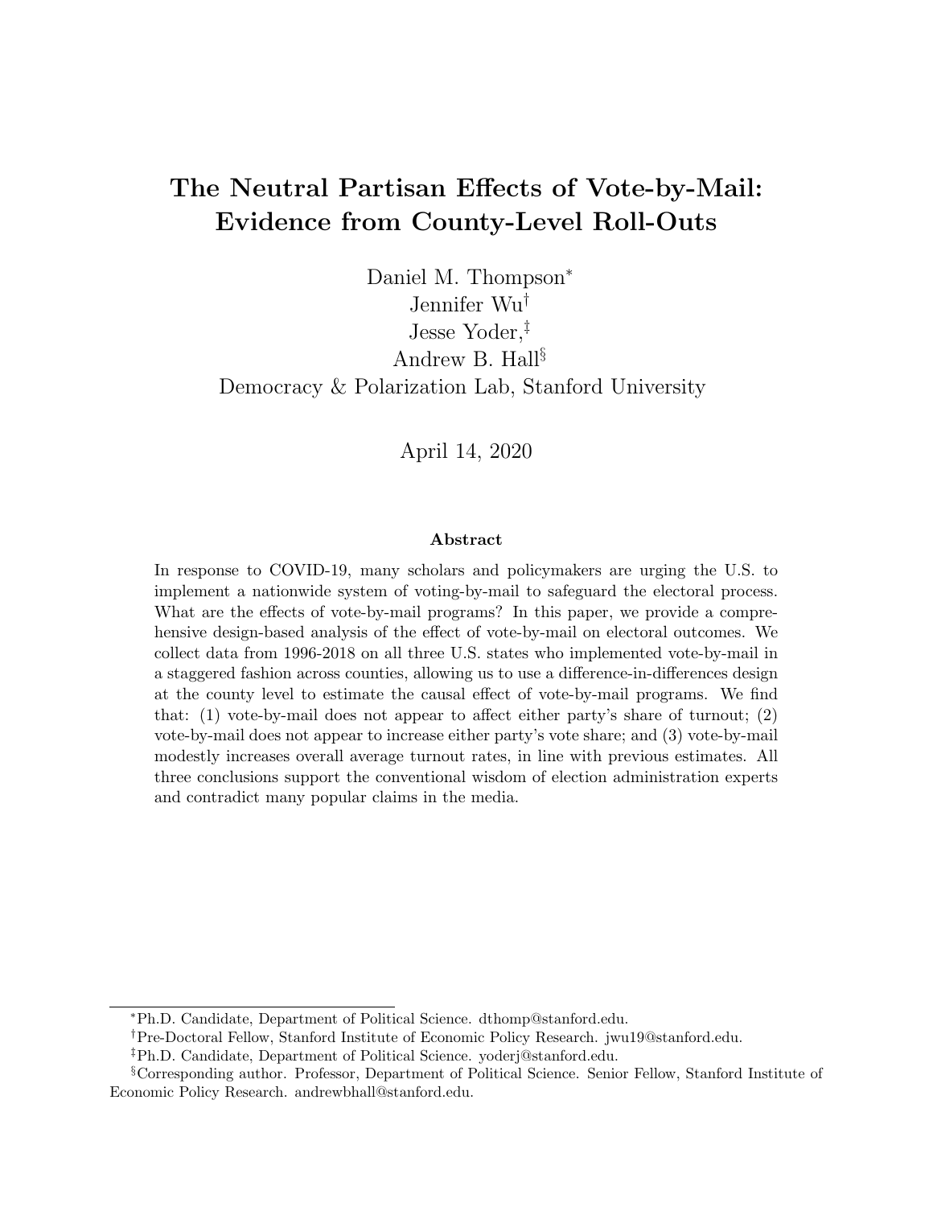# The Neutral Partisan Effects of Vote-by-Mail: Evidence from County-Level Roll-Outs

Daniel M. Thompson[*]
Jennifer Wu[†]
Jesse Yoder,[‡]
Andrew B. Hall[§]
Democracy & Polarization Lab, Stanford University

April 14, 2020

### Abstract

In response to COVID-19, many scholars and policymakers are urging the U.S. to implement a nationwide system of voting-by-mail to safeguard the electoral process. What are the effects of vote-by-mail programs? In this paper, we provide a comprehensive design-based analysis of the effect of vote-by-mail on electoral outcomes. We collect data from 1996-2018 on all three U.S. states who implemented vote-by-mail in a staggered fashion across counties, allowing us to use a difference-in-differences design at the county level to estimate the causal effect of vote-by-mail programs. We find that: (1) vote-by-mail does not appear to affect either party's share of turnout; (2) vote-by-mail does not appear to increase either party's vote share; and (3) vote-by-mail modestly increases overall average turnout rates, in line with previous estimates. All three conclusions support the conventional wisdom of election administration experts and contradict many popular claims in the media.

---

[*] Ph.D. Candidate, Department of Political Science. dthomp@stanford.edu.

[†] Pre-Doctoral Fellow, Stanford Institute of Economic Policy Research. jwu19@stanford.edu.

[‡] Ph.D. Candidate, Department of Political Science. yoderj@stanford.edu.

[§] Corresponding author. Professor, Department of Political Science. Senior Fellow, Stanford Institute of Economic Policy Research. andrewbhall@stanford.edu.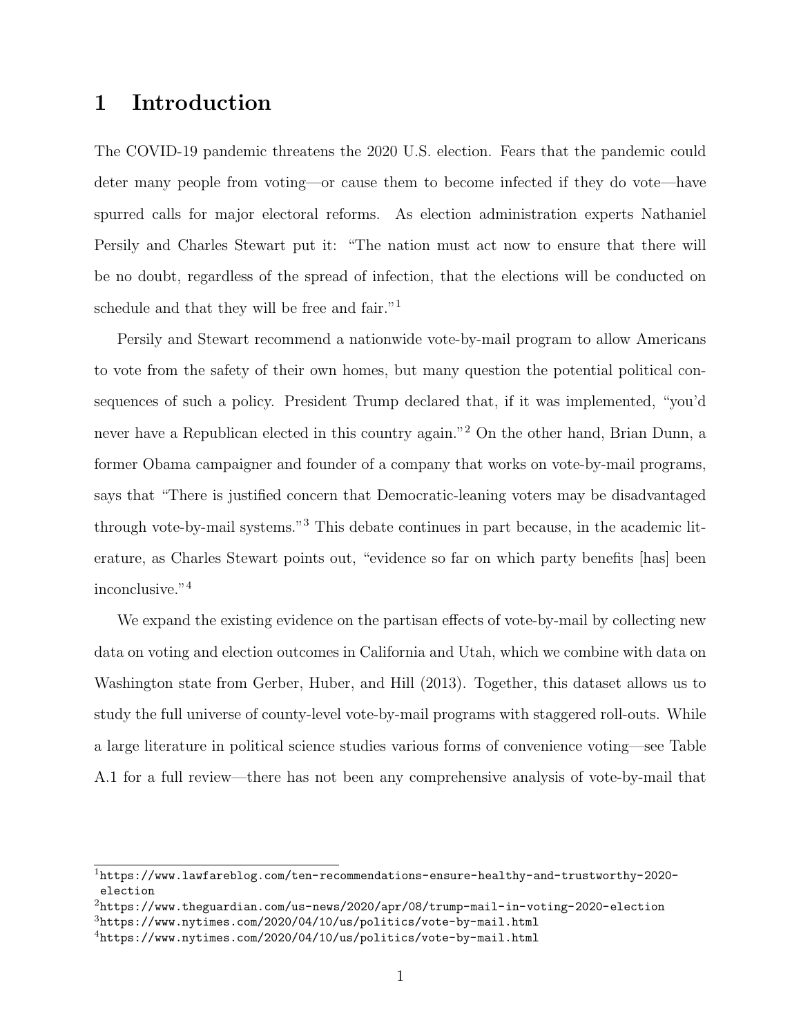# 1 Introduction

The COVID-19 pandemic threatens the 2020 U.S. election. Fears that the pandemic could deter many people from voting—or cause them to become infected if they do vote—have spurred calls for major electoral reforms. As election administration experts Nathaniel Persily and Charles Stewart put it: "The nation must act now to ensure that there will be no doubt, regardless of the spread of infection, that the elections will be conducted on schedule and that they will be free and fair."[1]

Persily and Stewart recommend a nationwide vote-by-mail program to allow Americans to vote from the safety of their own homes, but many question the potential political consequences of such a policy. President Trump declared that, if it was implemented, "you'd never have a Republican elected in this country again."[2] On the other hand, Brian Dunn, a former Obama campaigner and founder of a company that works on vote-by-mail programs, says that "There is justified concern that Democratic-leaning voters may be disadvantaged through vote-by-mail systems."[3] This debate continues in part because, in the academic literature, as Charles Stewart points out, "evidence so far on which party benefits [has] been inconclusive."[4]

We expand the existing evidence on the partisan effects of vote-by-mail by collecting new data on voting and election outcomes in California and Utah, which we combine with data on Washington state from Gerber, Huber, and Hill (2013). Together, this dataset allows us to study the full universe of county-level vote-by-mail programs with staggered roll-outs. While a large literature in political science studies various forms of convenience voting—see Table A.1 for a full review—there has not been any comprehensive analysis of vote-by-mail that

---

[1] https://www.lawfareblog.com/ten-recommendations-ensure-healthy-and-trustworthy-2020-election

[2] https://www.theguardian.com/us-news/2020/apr/08/trump-mail-in-voting-2020-election

[3] https://www.nytimes.com/2020/04/10/us/politics/vote-by-mail.html

[4] https://www.nytimes.com/2020/04/10/us/politics/vote-by-mail.html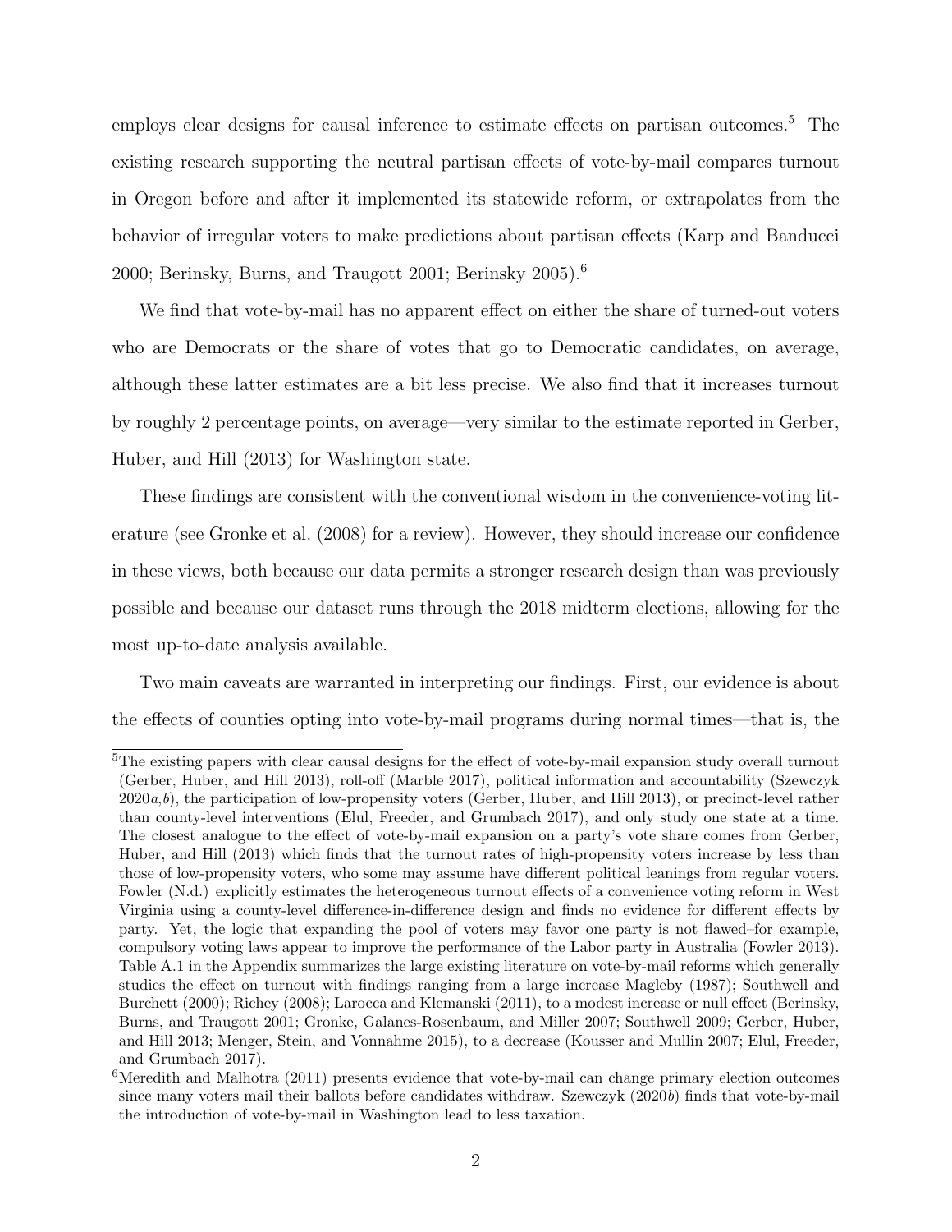employs clear designs for causal inference to estimate effects on partisan outcomes.[5] The existing research supporting the neutral partisan effects of vote-by-mail compares turnout in Oregon before and after it implemented its statewide reform, or extrapolates from the behavior of irregular voters to make predictions about partisan effects (Karp and Banducci 2000; Berinsky, Burns, and Traugott 2001; Berinsky 2005).[6]

We find that vote-by-mail has no apparent effect on either the share of turned-out voters who are Democrats or the share of votes that go to Democratic candidates, on average, although these latter estimates are a bit less precise. We also find that it increases turnout by roughly 2 percentage points, on average—very similar to the estimate reported in Gerber, Huber, and Hill (2013) for Washington state.

These findings are consistent with the conventional wisdom in the convenience-voting literature (see Gronke et al. (2008) for a review). However, they should increase our confidence in these views, both because our data permits a stronger research design than was previously possible and because our dataset runs through the 2018 midterm elections, allowing for the most up-to-date analysis available.

Two main caveats are warranted in interpreting our findings. First, our evidence is about the effects of counties opting into vote-by-mail programs during normal times—that is, the

[5] The existing papers with clear causal designs for the effect of vote-by-mail expansion study overall turnout (Gerber, Huber, and Hill 2013), roll-off (Marble 2017), political information and accountability (Szewczyk 2020*a*,*b*), the participation of low-propensity voters (Gerber, Huber, and Hill 2013), or precinct-level rather than county-level interventions (Elul, Freeder, and Grumbach 2017), and only study one state at a time. The closest analogue to the effect of vote-by-mail expansion on a party's vote share comes from Gerber, Huber, and Hill (2013) which finds that the turnout rates of high-propensity voters increase by less than those of low-propensity voters, who some may assume have different political leanings from regular voters. Fowler (N.d.) explicitly estimates the heterogeneous turnout effects of a convenience voting reform in West Virginia using a county-level difference-in-difference design and finds no evidence for different effects by party. Yet, the logic that expanding the pool of voters may favor one party is not flawed–for example, compulsory voting laws appear to improve the performance of the Labor party in Australia (Fowler 2013). Table A.1 in the Appendix summarizes the large existing literature on vote-by-mail reforms which generally studies the effect on turnout with findings ranging from a large increase Magleby (1987); Southwell and Burchett (2000); Richey (2008); Larocca and Klemanski (2011), to a modest increase or null effect (Berinsky, Burns, and Traugott 2001; Gronke, Galanes-Rosenbaum, and Miller 2007; Southwell 2009; Gerber, Huber, and Hill 2013; Menger, Stein, and Vonnahme 2015), to a decrease (Kousser and Mullin 2007; Elul, Freeder, and Grumbach 2017).

[6] Meredith and Malhotra (2011) presents evidence that vote-by-mail can change primary election outcomes since many voters mail their ballots before candidates withdraw. Szewczyk (2020*b*) finds that vote-by-mail the introduction of vote-by-mail in Washington lead to less taxation.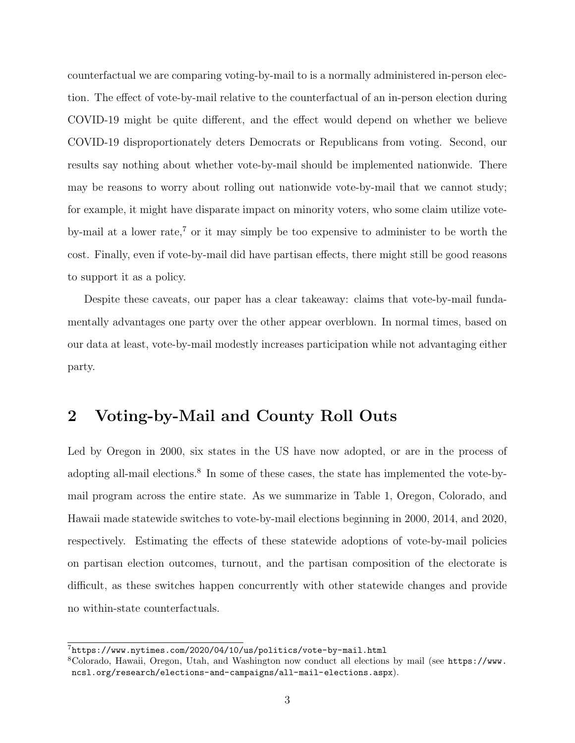counterfactual we are comparing voting-by-mail to is a normally administered in-person election. The effect of vote-by-mail relative to the counterfactual of an in-person election during COVID-19 might be quite different, and the effect would depend on whether we believe COVID-19 disproportionately deters Democrats or Republicans from voting. Second, our results say nothing about whether vote-by-mail should be implemented nationwide. There may be reasons to worry about rolling out nationwide vote-by-mail that we cannot study; for example, it might have disparate impact on minority voters, who some claim utilize vote-by-mail at a lower rate,[7] or it may simply be too expensive to administer to be worth the cost. Finally, even if vote-by-mail did have partisan effects, there might still be good reasons to support it as a policy.

Despite these caveats, our paper has a clear takeaway: claims that vote-by-mail fundamentally advantages one party over the other appear overblown. In normal times, based on our data at least, vote-by-mail modestly increases participation while not advantaging either party.

## 2 Voting-by-Mail and County Roll Outs

Led by Oregon in 2000, six states in the US have now adopted, or are in the process of adopting all-mail elections.[8] In some of these cases, the state has implemented the vote-by-mail program across the entire state. As we summarize in Table 1, Oregon, Colorado, and Hawaii made statewide switches to vote-by-mail elections beginning in 2000, 2014, and 2020, respectively. Estimating the effects of these statewide adoptions of vote-by-mail policies on partisan election outcomes, turnout, and the partisan composition of the electorate is difficult, as these switches happen concurrently with other statewide changes and provide no within-state counterfactuals.

[7] https://www.nytimes.com/2020/04/10/us/politics/vote-by-mail.html

[8] Colorado, Hawaii, Oregon, Utah, and Washington now conduct all elections by mail (see https://www.ncsl.org/research/elections-and-campaigns/all-mail-elections.aspx).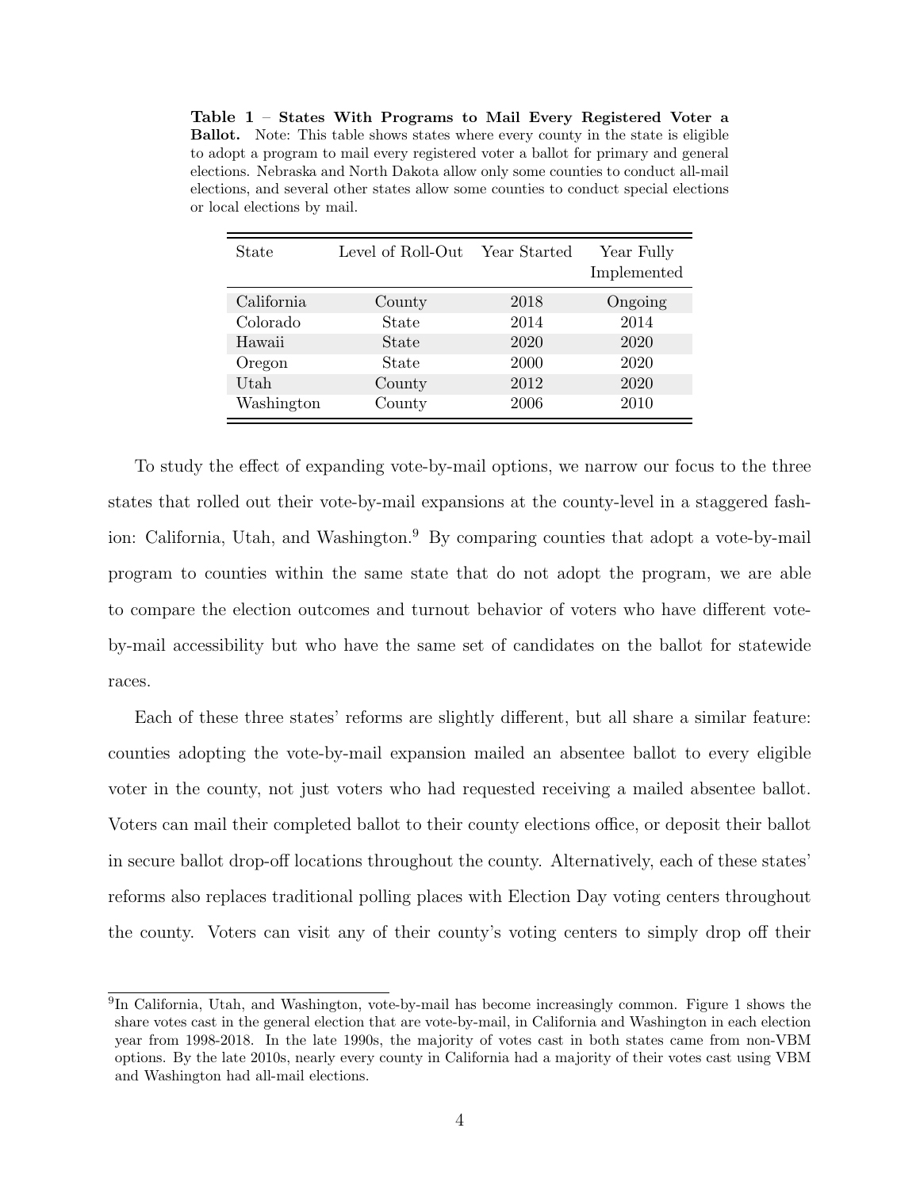**Table 1 – States With Programs to Mail Every Registered Voter a Ballot.** Note: This table shows states where every county in the state is eligible to adopt a program to mail every registered voter a ballot for primary and general elections. Nebraska and North Dakota allow only some counties to conduct all-mail elections, and several other states allow some counties to conduct special elections or local elections by mail.

| State | Level of Roll-Out | Year Started | Year Fully Implemented |
|---|---|---|---|
| California | County | 2018 | Ongoing |
| Colorado | State | 2014 | 2014 |
| Hawaii | State | 2020 | 2020 |
| Oregon | State | 2000 | 2020 |
| Utah | County | 2012 | 2020 |
| Washington | County | 2006 | 2010 |

To study the effect of expanding vote-by-mail options, we narrow our focus to the three states that rolled out their vote-by-mail expansions at the county-level in a staggered fashion: California, Utah, and Washington.[9] By comparing counties that adopt a vote-by-mail program to counties within the same state that do not adopt the program, we are able to compare the election outcomes and turnout behavior of voters who have different vote-by-mail accessibility but who have the same set of candidates on the ballot for statewide races.

Each of these three states' reforms are slightly different, but all share a similar feature: counties adopting the vote-by-mail expansion mailed an absentee ballot to every eligible voter in the county, not just voters who had requested receiving a mailed absentee ballot. Voters can mail their completed ballot to their county elections office, or deposit their ballot in secure ballot drop-off locations throughout the county. Alternatively, each of these states' reforms also replaces traditional polling places with Election Day voting centers throughout the county. Voters can visit any of their county's voting centers to simply drop off their

[9] In California, Utah, and Washington, vote-by-mail has become increasingly common. Figure 1 shows the share votes cast in the general election that are vote-by-mail, in California and Washington in each election year from 1998-2018. In the late 1990s, the majority of votes cast in both states came from non-VBM options. By the late 2010s, nearly every county in California had a majority of their votes cast using VBM and Washington had all-mail elections.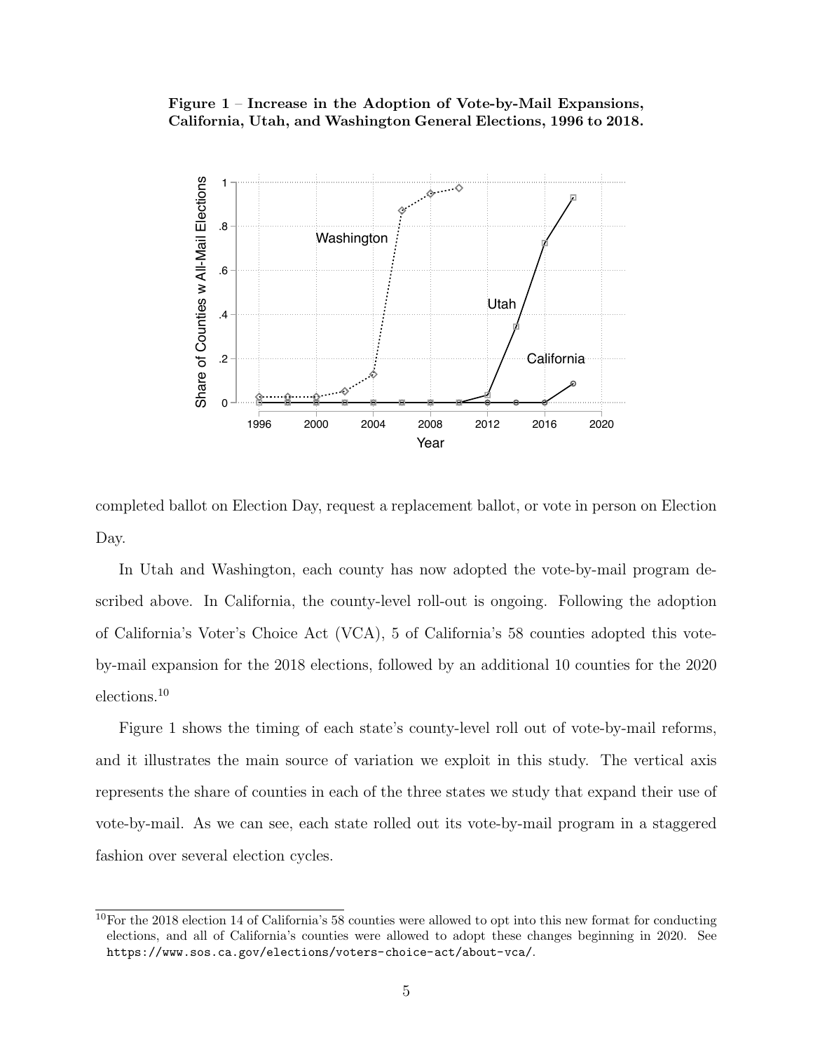**Figure 1 – Increase in the Adoption of Vote-by-Mail Expansions, California, Utah, and Washington General Elections, 1996 to 2018.**

completed ballot on Election Day, request a replacement ballot, or vote in person on Election Day.

In Utah and Washington, each county has now adopted the vote-by-mail program described above. In California, the county-level roll-out is ongoing. Following the adoption of California's Voter's Choice Act (VCA), 5 of California's 58 counties adopted this vote-by-mail expansion for the 2018 elections, followed by an additional 10 counties for the 2020 elections.[10]

Figure 1 shows the timing of each state's county-level roll out of vote-by-mail reforms, and it illustrates the main source of variation we exploit in this study. The vertical axis represents the share of counties in each of the three states we study that expand their use of vote-by-mail. As we can see, each state rolled out its vote-by-mail program in a staggered fashion over several election cycles.

[10] For the 2018 election 14 of California's 58 counties were allowed to opt into this new format for conducting elections, and all of California's counties were allowed to adopt these changes beginning in 2020. See `https://www.sos.ca.gov/elections/voters-choice-act/about-vca/`.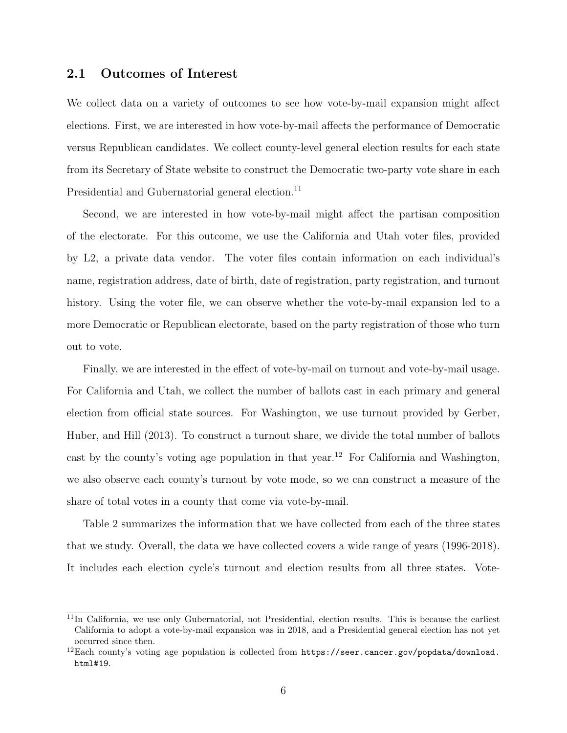## 2.1 Outcomes of Interest

We collect data on a variety of outcomes to see how vote-by-mail expansion might affect elections. First, we are interested in how vote-by-mail affects the performance of Democratic versus Republican candidates. We collect county-level general election results for each state from its Secretary of State website to construct the Democratic two-party vote share in each Presidential and Gubernatorial general election.[11]

Second, we are interested in how vote-by-mail might affect the partisan composition of the electorate. For this outcome, we use the California and Utah voter files, provided by L2, a private data vendor. The voter files contain information on each individual's name, registration address, date of birth, date of registration, party registration, and turnout history. Using the voter file, we can observe whether the vote-by-mail expansion led to a more Democratic or Republican electorate, based on the party registration of those who turn out to vote.

Finally, we are interested in the effect of vote-by-mail on turnout and vote-by-mail usage. For California and Utah, we collect the number of ballots cast in each primary and general election from official state sources. For Washington, we use turnout provided by Gerber, Huber, and Hill (2013). To construct a turnout share, we divide the total number of ballots cast by the county's voting age population in that year.[12] For California and Washington, we also observe each county's turnout by vote mode, so we can construct a measure of the share of total votes in a county that come via vote-by-mail.

Table 2 summarizes the information that we have collected from each of the three states that we study. Overall, the data we have collected covers a wide range of years (1996-2018). It includes each election cycle's turnout and election results from all three states. Vote-

---

[11] In California, we use only Gubernatorial, not Presidential, election results. This is because the earliest California to adopt a vote-by-mail expansion was in 2018, and a Presidential general election has not yet occurred since then.

[12] Each county's voting age population is collected from `https://seer.cancer.gov/popdata/download.html#19`.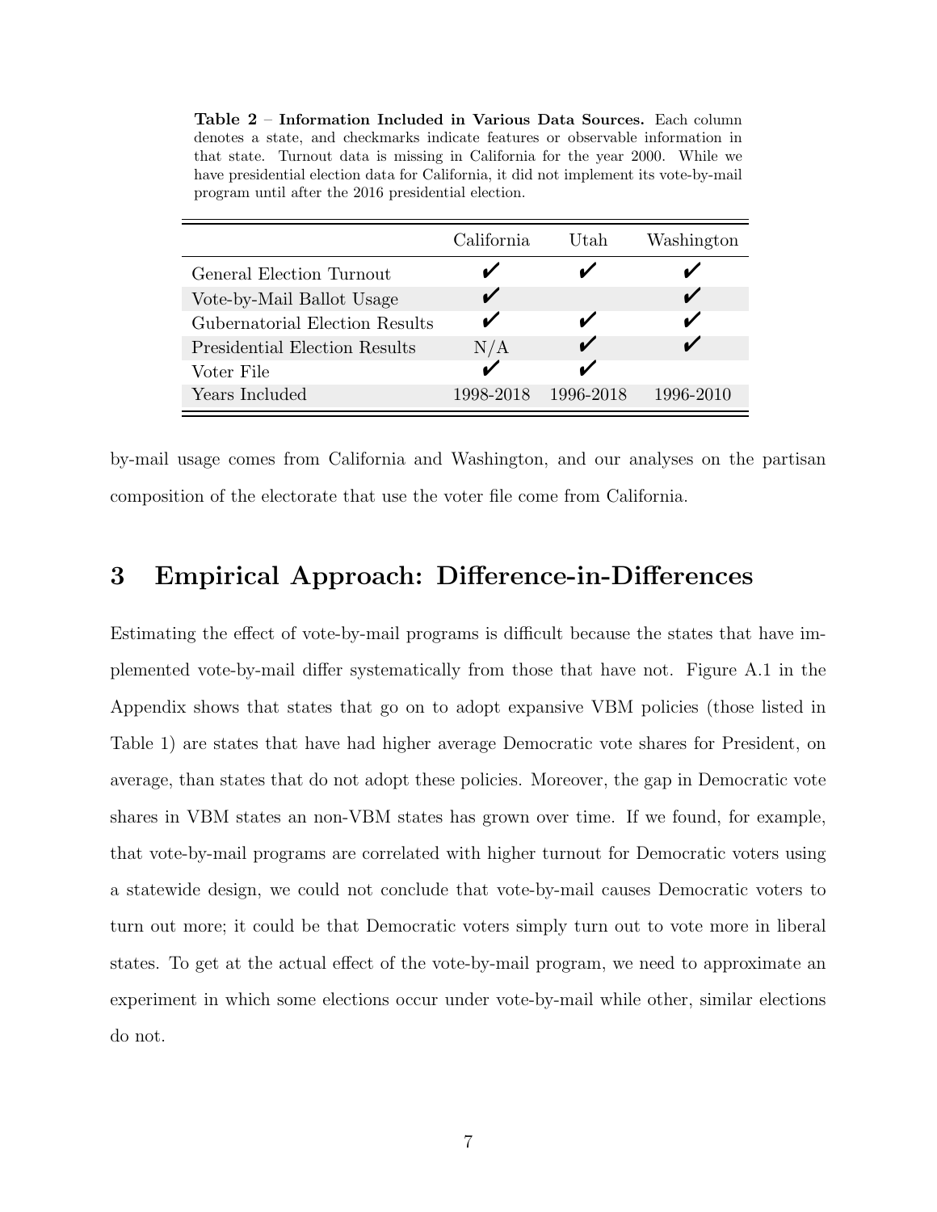**Table 2** – **Information Included in Various Data Sources.** Each column denotes a state, and checkmarks indicate features or observable information in that state. Turnout data is missing in California for the year 2000. While we have presidential election data for California, it did not implement its vote-by-mail program until after the 2016 presidential election.

| | California | Utah | Washington |
|---|---|---|---|
| General Election Turnout | ✔ | ✔ | ✔ |
| Vote-by-Mail Ballot Usage | ✔ | | ✔ |
| Gubernatorial Election Results | ✔ | ✔ | ✔ |
| Presidential Election Results | N/A | ✔ | ✔ |
| Voter File | ✔ | ✔ | |
| Years Included | 1998-2018 | 1996-2018 | 1996-2010 |

by-mail usage comes from California and Washington, and our analyses on the partisan composition of the electorate that use the voter file come from California.

## 3 Empirical Approach: Difference-in-Differences

Estimating the effect of vote-by-mail programs is difficult because the states that have implemented vote-by-mail differ systematically from those that have not. Figure A.1 in the Appendix shows that states that go on to adopt expansive VBM policies (those listed in Table 1) are states that have had higher average Democratic vote shares for President, on average, than states that do not adopt these policies. Moreover, the gap in Democratic vote shares in VBM states an non-VBM states has grown over time. If we found, for example, that vote-by-mail programs are correlated with higher turnout for Democratic voters using a statewide design, we could not conclude that vote-by-mail causes Democratic voters to turn out more; it could be that Democratic voters simply turn out to vote more in liberal states. To get at the actual effect of the vote-by-mail program, we need to approximate an experiment in which some elections occur under vote-by-mail while other, similar elections do not.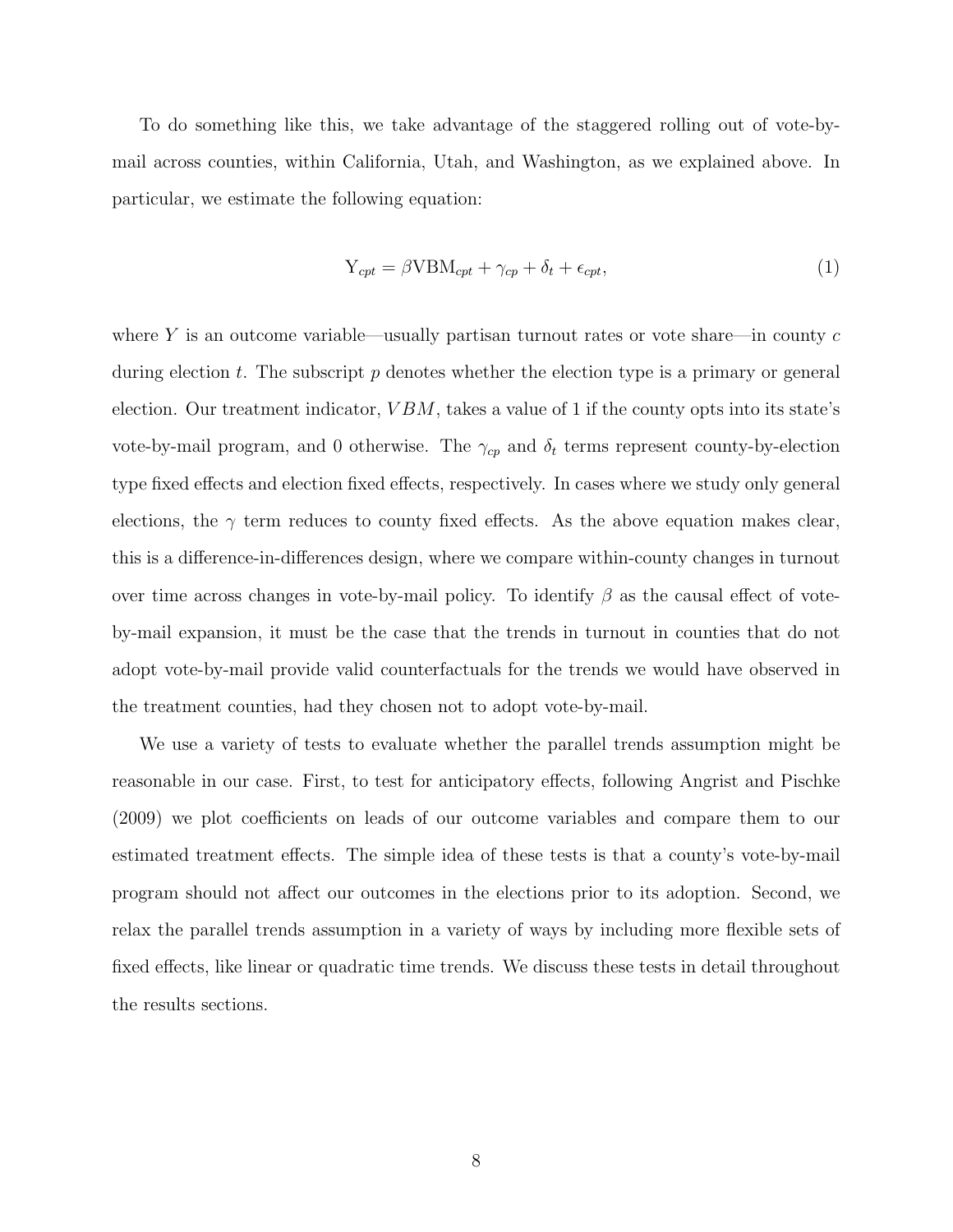To do something like this, we take advantage of the staggered rolling out of vote-by-mail across counties, within California, Utah, and Washington, as we explained above. In particular, we estimate the following equation:

$$\mathrm{Y}_{cpt} = \beta \mathrm{VBM}_{cpt} + \gamma_{cp} + \delta_t + \epsilon_{cpt}, \tag{1}$$

where $Y$ is an outcome variable—usually partisan turnout rates or vote share—in county $c$ during election $t$. The subscript $p$ denotes whether the election type is a primary or general election. Our treatment indicator, $VBM$, takes a value of 1 if the county opts into its state's vote-by-mail program, and 0 otherwise. The $\gamma_{cp}$ and $\delta_t$ terms represent county-by-election type fixed effects and election fixed effects, respectively. In cases where we study only general elections, the $\gamma$ term reduces to county fixed effects. As the above equation makes clear, this is a difference-in-differences design, where we compare within-county changes in turnout over time across changes in vote-by-mail policy. To identify $\beta$ as the causal effect of vote-by-mail expansion, it must be the case that the trends in turnout in counties that do not adopt vote-by-mail provide valid counterfactuals for the trends we would have observed in the treatment counties, had they chosen not to adopt vote-by-mail.

We use a variety of tests to evaluate whether the parallel trends assumption might be reasonable in our case. First, to test for anticipatory effects, following Angrist and Pischke (2009) we plot coefficients on leads of our outcome variables and compare them to our estimated treatment effects. The simple idea of these tests is that a county's vote-by-mail program should not affect our outcomes in the elections prior to its adoption. Second, we relax the parallel trends assumption in a variety of ways by including more flexible sets of fixed effects, like linear or quadratic time trends. We discuss these tests in detail throughout the results sections.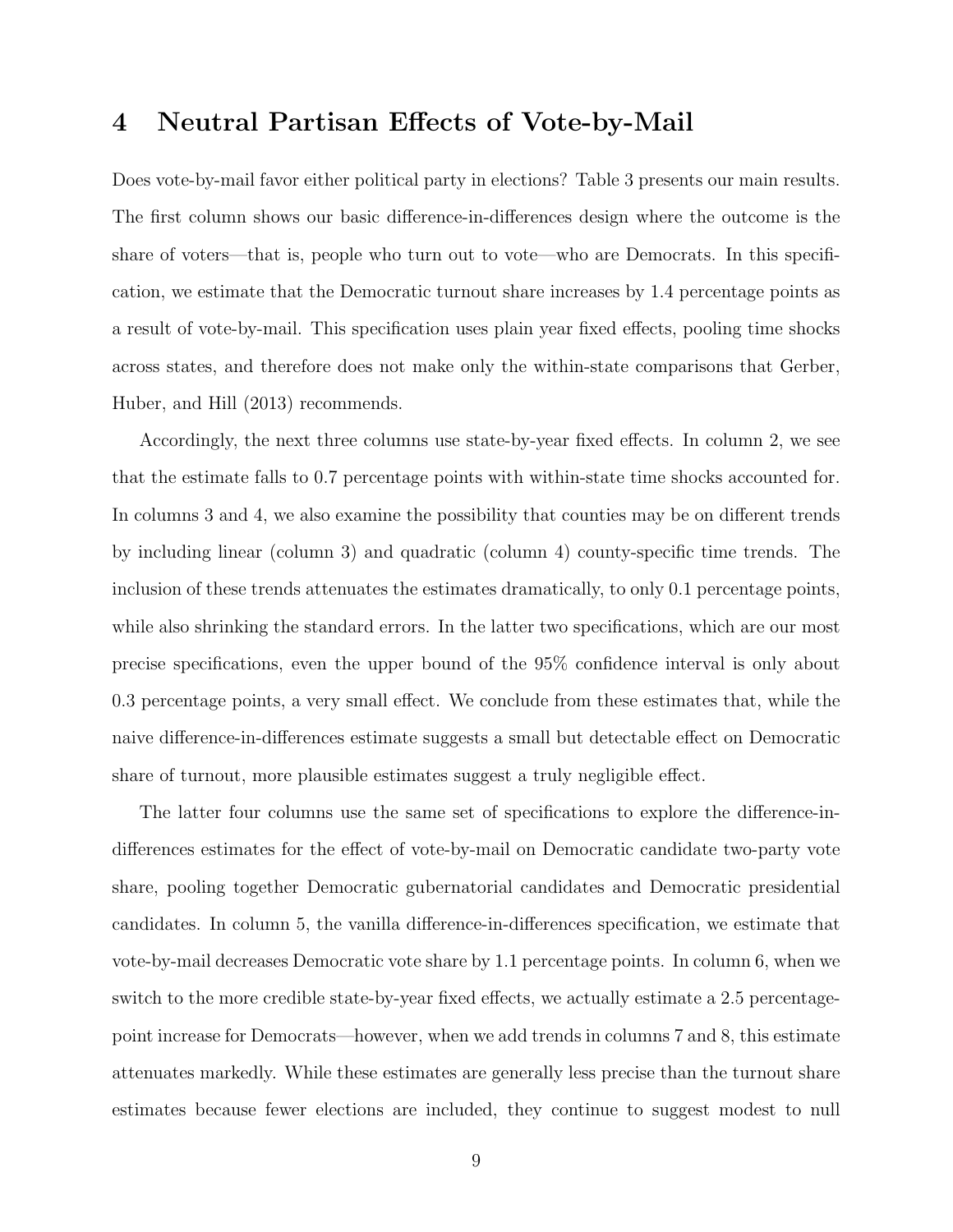# 4 Neutral Partisan Effects of Vote-by-Mail

Does vote-by-mail favor either political party in elections? Table 3 presents our main results. The first column shows our basic difference-in-differences design where the outcome is the share of voters—that is, people who turn out to vote—who are Democrats. In this specification, we estimate that the Democratic turnout share increases by 1.4 percentage points as a result of vote-by-mail. This specification uses plain year fixed effects, pooling time shocks across states, and therefore does not make only the within-state comparisons that Gerber, Huber, and Hill (2013) recommends.

Accordingly, the next three columns use state-by-year fixed effects. In column 2, we see that the estimate falls to 0.7 percentage points with within-state time shocks accounted for. In columns 3 and 4, we also examine the possibility that counties may be on different trends by including linear (column 3) and quadratic (column 4) county-specific time trends. The inclusion of these trends attenuates the estimates dramatically, to only 0.1 percentage points, while also shrinking the standard errors. In the latter two specifications, which are our most precise specifications, even the upper bound of the 95% confidence interval is only about 0.3 percentage points, a very small effect. We conclude from these estimates that, while the naive difference-in-differences estimate suggests a small but detectable effect on Democratic share of turnout, more plausible estimates suggest a truly negligible effect.

The latter four columns use the same set of specifications to explore the difference-in-differences estimates for the effect of vote-by-mail on Democratic candidate two-party vote share, pooling together Democratic gubernatorial candidates and Democratic presidential candidates. In column 5, the vanilla difference-in-differences specification, we estimate that vote-by-mail decreases Democratic vote share by 1.1 percentage points. In column 6, when we switch to the more credible state-by-year fixed effects, we actually estimate a 2.5 percentage-point increase for Democrats—however, when we add trends in columns 7 and 8, this estimate attenuates markedly. While these estimates are generally less precise than the turnout share estimates because fewer elections are included, they continue to suggest modest to null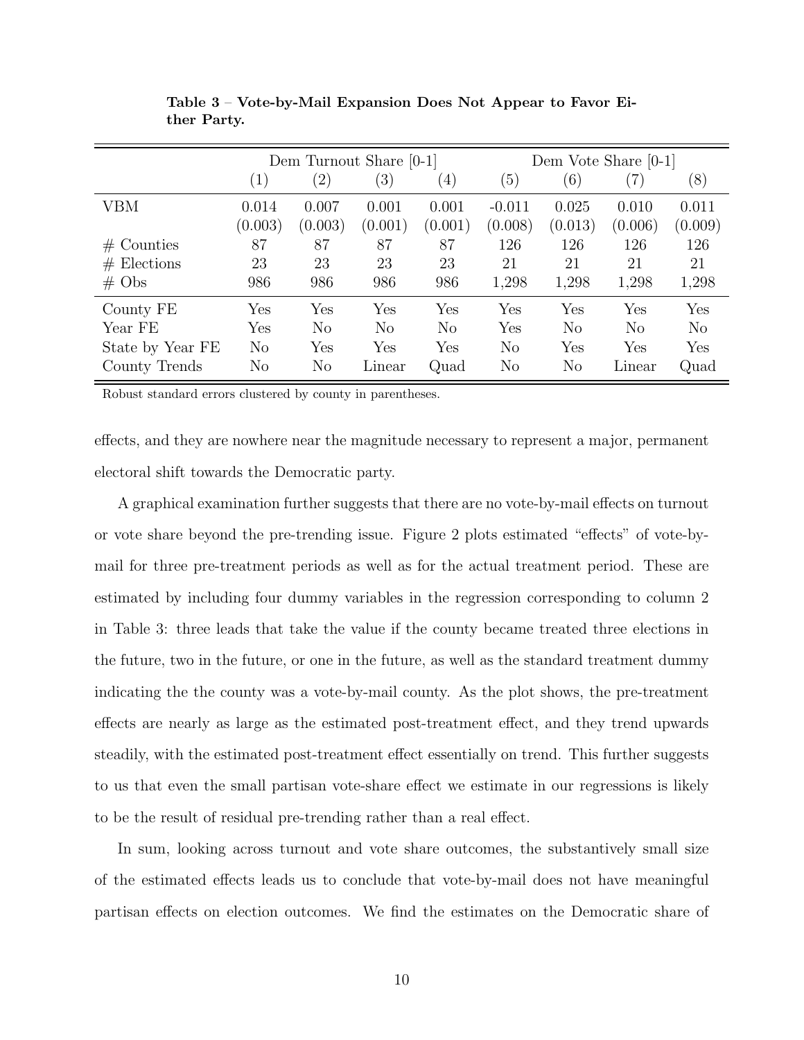**Table 3** – **Vote-by-Mail Expansion Does Not Appear to Favor Either Party.**

| | Dem Turnout Share [0-1] | | | | Dem Vote Share [0-1] | | | |
|---|---|---|---|---|---|---|---|---|
| | (1) | (2) | (3) | (4) | (5) | (6) | (7) | (8) |
| VBM | 0.014 | 0.007 | 0.001 | 0.001 | -0.011 | 0.025 | 0.010 | 0.011 |
| | (0.003) | (0.003) | (0.001) | (0.001) | (0.008) | (0.013) | (0.006) | (0.009) |
| # Counties | 87 | 87 | 87 | 87 | 126 | 126 | 126 | 126 |
| # Elections | 23 | 23 | 23 | 23 | 21 | 21 | 21 | 21 |
| # Obs | 986 | 986 | 986 | 986 | 1,298 | 1,298 | 1,298 | 1,298 |
| County FE | Yes | Yes | Yes | Yes | Yes | Yes | Yes | Yes |
| Year FE | Yes | No | No | No | Yes | No | No | No |
| State by Year FE | No | Yes | Yes | Yes | No | Yes | Yes | Yes |
| County Trends | No | No | Linear | Quad | No | No | Linear | Quad |

Robust standard errors clustered by county in parentheses.

effects, and they are nowhere near the magnitude necessary to represent a major, permanent electoral shift towards the Democratic party.

A graphical examination further suggests that there are no vote-by-mail effects on turnout or vote share beyond the pre-trending issue. Figure 2 plots estimated "effects" of vote-by-mail for three pre-treatment periods as well as for the actual treatment period. These are estimated by including four dummy variables in the regression corresponding to column 2 in Table 3: three leads that take the value if the county became treated three elections in the future, two in the future, or one in the future, as well as the standard treatment dummy indicating the the county was a vote-by-mail county. As the plot shows, the pre-treatment effects are nearly as large as the estimated post-treatment effect, and they trend upwards steadily, with the estimated post-treatment effect essentially on trend. This further suggests to us that even the small partisan vote-share effect we estimate in our regressions is likely to be the result of residual pre-trending rather than a real effect.

In sum, looking across turnout and vote share outcomes, the substantively small size of the estimated effects leads us to conclude that vote-by-mail does not have meaningful partisan effects on election outcomes. We find the estimates on the Democratic share of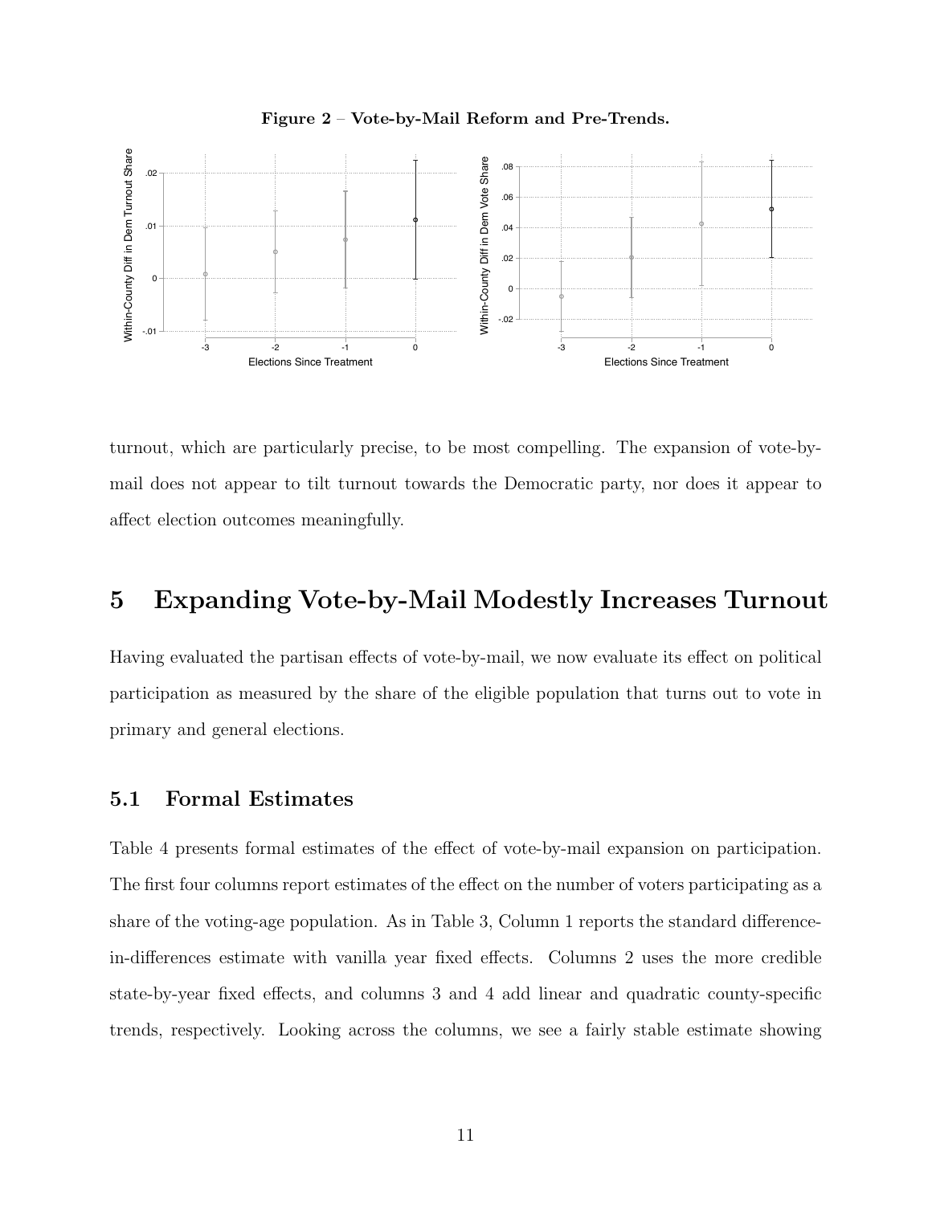**Figure 2 – Vote-by-Mail Reform and Pre-Trends.**

turnout, which are particularly precise, to be most compelling. The expansion of vote-by-mail does not appear to tilt turnout towards the Democratic party, nor does it appear to affect election outcomes meaningfully.

# 5 Expanding Vote-by-Mail Modestly Increases Turnout

Having evaluated the partisan effects of vote-by-mail, we now evaluate its effect on political participation as measured by the share of the eligible population that turns out to vote in primary and general elections.

## 5.1 Formal Estimates

Table 4 presents formal estimates of the effect of vote-by-mail expansion on participation. The first four columns report estimates of the effect on the number of voters participating as a share of the voting-age population. As in Table 3, Column 1 reports the standard difference-in-differences estimate with vanilla year fixed effects. Columns 2 uses the more credible state-by-year fixed effects, and columns 3 and 4 add linear and quadratic county-specific trends, respectively. Looking across the columns, we see a fairly stable estimate showing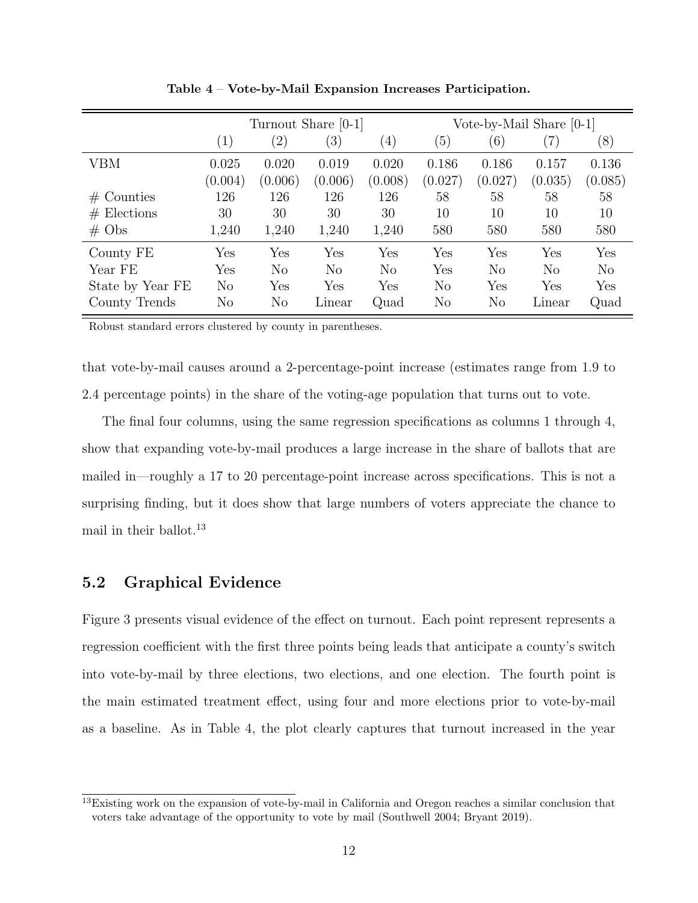**Table 4 – Vote-by-Mail Expansion Increases Participation.**

| | Turnout Share [0-1] | | | | Vote-by-Mail Share [0-1] | | | |
|---|---|---|---|---|---|---|---|---|
| | (1) | (2) | (3) | (4) | (5) | (6) | (7) | (8) |
| VBM | 0.025 | 0.020 | 0.019 | 0.020 | 0.186 | 0.186 | 0.157 | 0.136 |
| | (0.004) | (0.006) | (0.006) | (0.008) | (0.027) | (0.027) | (0.035) | (0.085) |
| # Counties | 126 | 126 | 126 | 126 | 58 | 58 | 58 | 58 |
| # Elections | 30 | 30 | 30 | 30 | 10 | 10 | 10 | 10 |
| # Obs | 1,240 | 1,240 | 1,240 | 1,240 | 580 | 580 | 580 | 580 |
| County FE | Yes | Yes | Yes | Yes | Yes | Yes | Yes | Yes |
| Year FE | Yes | No | No | No | Yes | No | No | No |
| State by Year FE | No | Yes | Yes | Yes | No | Yes | Yes | Yes |
| County Trends | No | No | Linear | Quad | No | No | Linear | Quad |

Robust standard errors clustered by county in parentheses.

that vote-by-mail causes around a 2-percentage-point increase (estimates range from 1.9 to 2.4 percentage points) in the share of the voting-age population that turns out to vote.

The final four columns, using the same regression specifications as columns 1 through 4, show that expanding vote-by-mail produces a large increase in the share of ballots that are mailed in—roughly a 17 to 20 percentage-point increase across specifications. This is not a surprising finding, but it does show that large numbers of voters appreciate the chance to mail in their ballot.[13]

## 5.2 Graphical Evidence

Figure 3 presents visual evidence of the effect on turnout. Each point represent represents a regression coefficient with the first three points being leads that anticipate a county's switch into vote-by-mail by three elections, two elections, and one election. The fourth point is the main estimated treatment effect, using four and more elections prior to vote-by-mail as a baseline. As in Table 4, the plot clearly captures that turnout increased in the year

[13] Existing work on the expansion of vote-by-mail in California and Oregon reaches a similar conclusion that voters take advantage of the opportunity to vote by mail (Southwell 2004; Bryant 2019).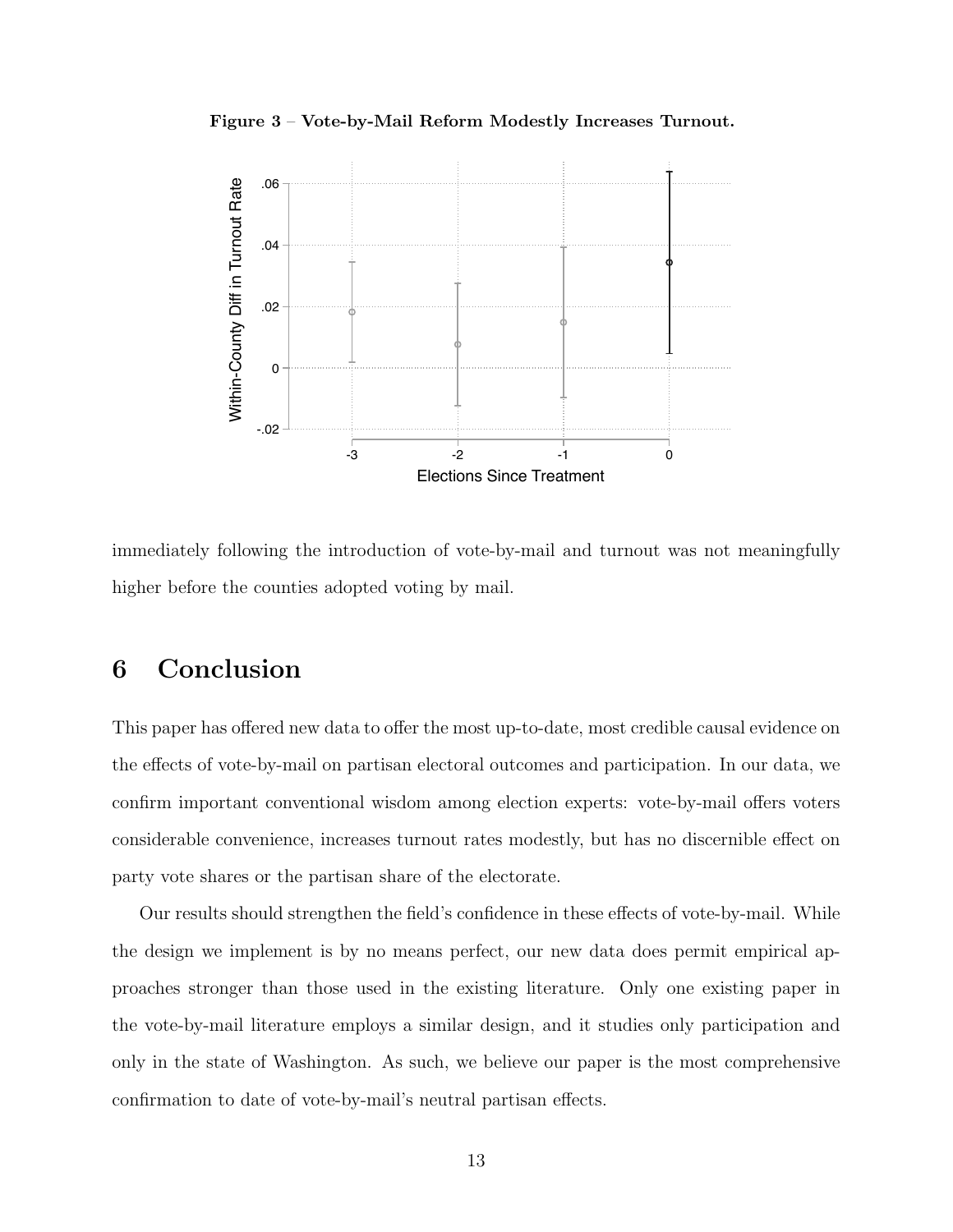**Figure 3** – **Vote-by-Mail Reform Modestly Increases Turnout.**

immediately following the introduction of vote-by-mail and turnout was not meaningfully higher before the counties adopted voting by mail.

# 6 Conclusion

This paper has offered new data to offer the most up-to-date, most credible causal evidence on the effects of vote-by-mail on partisan electoral outcomes and participation. In our data, we confirm important conventional wisdom among election experts: vote-by-mail offers voters considerable convenience, increases turnout rates modestly, but has no discernible effect on party vote shares or the partisan share of the electorate.

Our results should strengthen the field's confidence in these effects of vote-by-mail. While the design we implement is by no means perfect, our new data does permit empirical approaches stronger than those used in the existing literature. Only one existing paper in the vote-by-mail literature employs a similar design, and it studies only participation and only in the state of Washington. As such, we believe our paper is the most comprehensive confirmation to date of vote-by-mail's neutral partisan effects.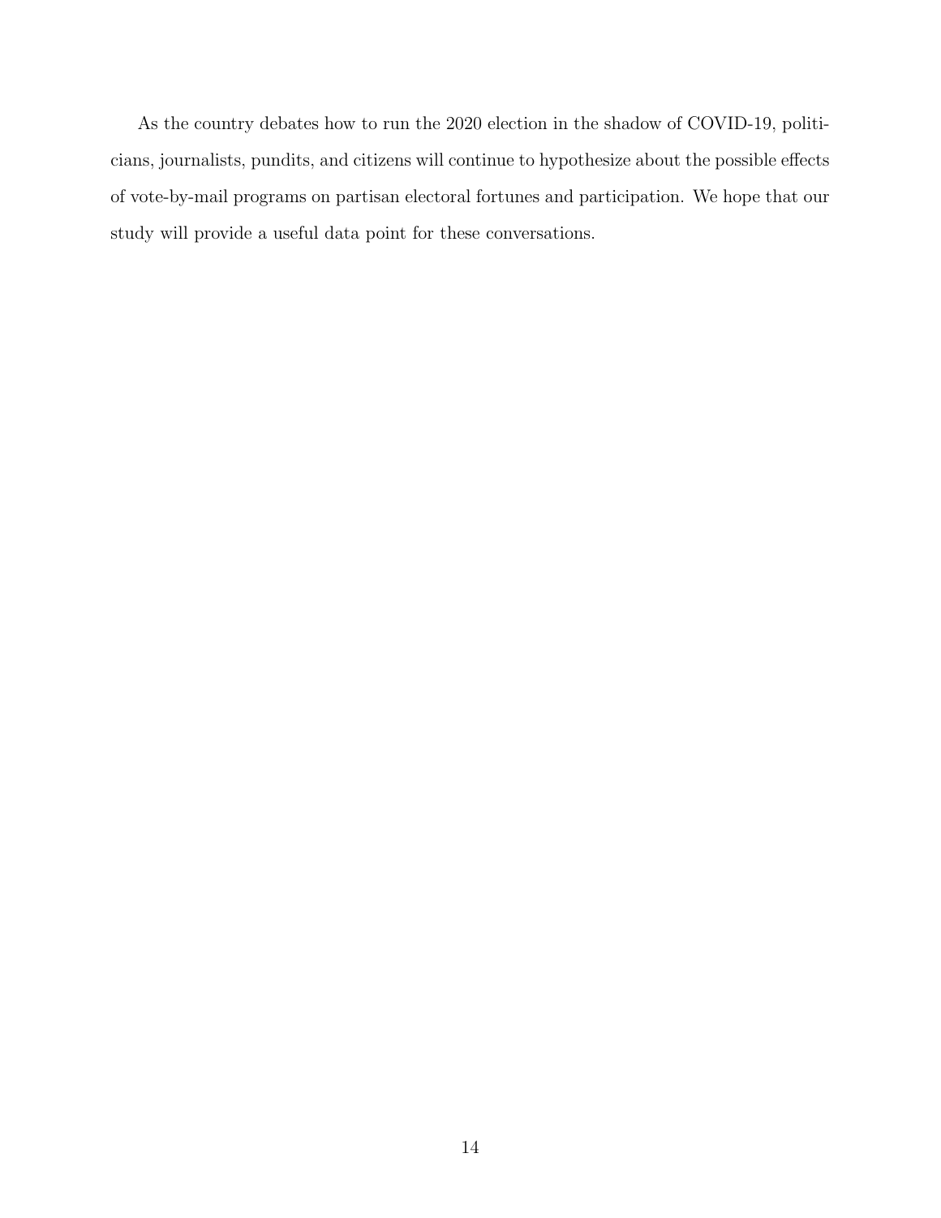As the country debates how to run the 2020 election in the shadow of COVID-19, politicians, journalists, pundits, and citizens will continue to hypothesize about the possible effects of vote-by-mail programs on partisan electoral fortunes and participation. We hope that our study will provide a useful data point for these conversations.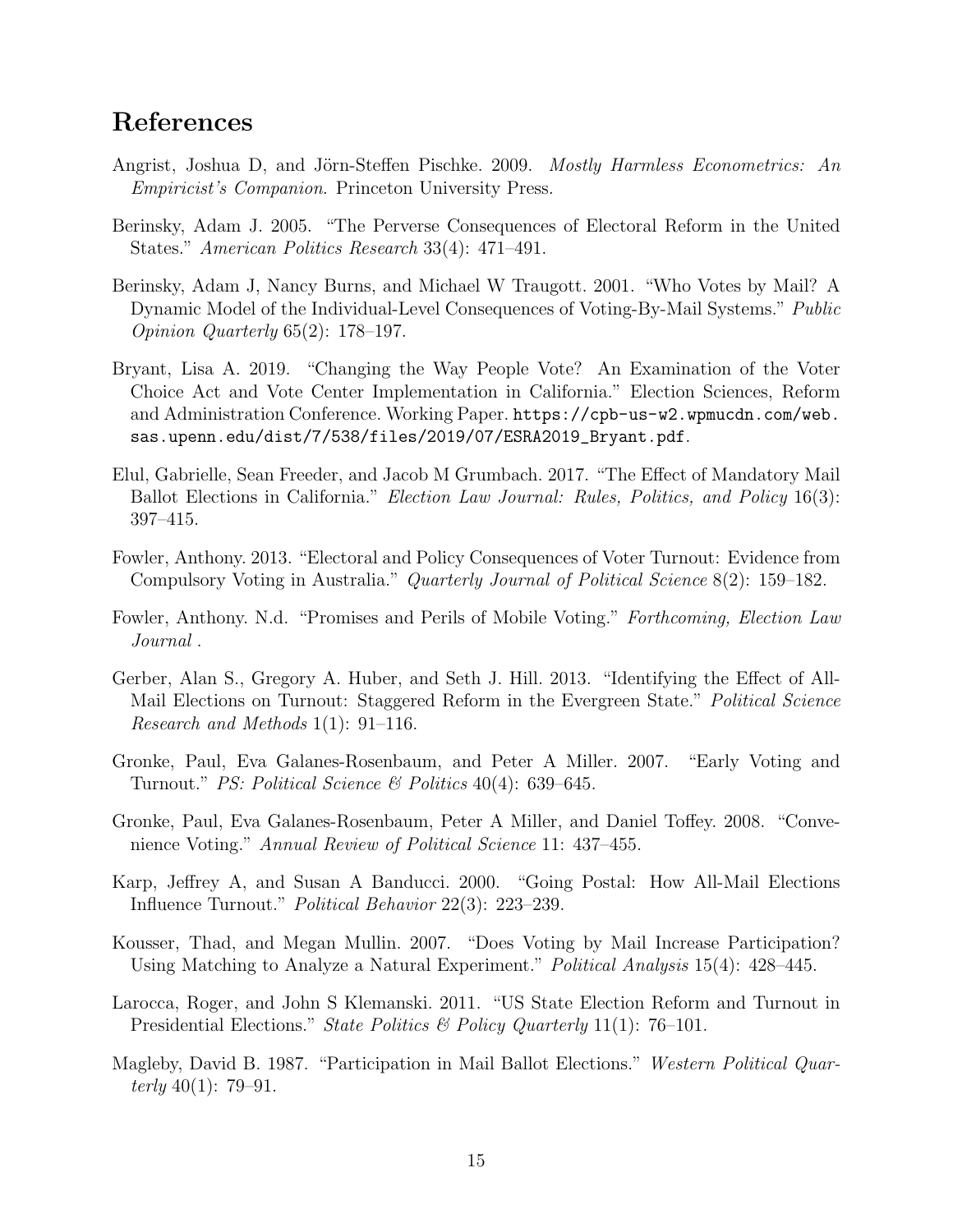# References

Angrist, Joshua D, and Jörn-Steffen Pischke. 2009. *Mostly Harmless Econometrics: An Empiricist's Companion*. Princeton University Press.

Berinsky, Adam J. 2005. "The Perverse Consequences of Electoral Reform in the United States." *American Politics Research* 33(4): 471–491.

Berinsky, Adam J, Nancy Burns, and Michael W Traugott. 2001. "Who Votes by Mail? A Dynamic Model of the Individual-Level Consequences of Voting-By-Mail Systems." *Public Opinion Quarterly* 65(2): 178–197.

Bryant, Lisa A. 2019. "Changing the Way People Vote? An Examination of the Voter Choice Act and Vote Center Implementation in California." Election Sciences, Reform and Administration Conference. Working Paper. https://cpb-us-w2.wpmucdn.com/web.sas.upenn.edu/dist/7/538/files/2019/07/ESRA2019_Bryant.pdf.

Elul, Gabrielle, Sean Freeder, and Jacob M Grumbach. 2017. "The Effect of Mandatory Mail Ballot Elections in California." *Election Law Journal: Rules, Politics, and Policy* 16(3): 397–415.

Fowler, Anthony. 2013. "Electoral and Policy Consequences of Voter Turnout: Evidence from Compulsory Voting in Australia." *Quarterly Journal of Political Science* 8(2): 159–182.

Fowler, Anthony. N.d. "Promises and Perils of Mobile Voting." *Forthcoming, Election Law Journal* .

Gerber, Alan S., Gregory A. Huber, and Seth J. Hill. 2013. "Identifying the Effect of All-Mail Elections on Turnout: Staggered Reform in the Evergreen State." *Political Science Research and Methods* 1(1): 91–116.

Gronke, Paul, Eva Galanes-Rosenbaum, and Peter A Miller. 2007. "Early Voting and Turnout." *PS: Political Science & Politics* 40(4): 639–645.

Gronke, Paul, Eva Galanes-Rosenbaum, Peter A Miller, and Daniel Toffey. 2008. "Convenience Voting." *Annual Review of Political Science* 11: 437–455.

Karp, Jeffrey A, and Susan A Banducci. 2000. "Going Postal: How All-Mail Elections Influence Turnout." *Political Behavior* 22(3): 223–239.

Kousser, Thad, and Megan Mullin. 2007. "Does Voting by Mail Increase Participation? Using Matching to Analyze a Natural Experiment." *Political Analysis* 15(4): 428–445.

Larocca, Roger, and John S Klemanski. 2011. "US State Election Reform and Turnout in Presidential Elections." *State Politics & Policy Quarterly* 11(1): 76–101.

Magleby, David B. 1987. "Participation in Mail Ballot Elections." *Western Political Quarterly* 40(1): 79–91.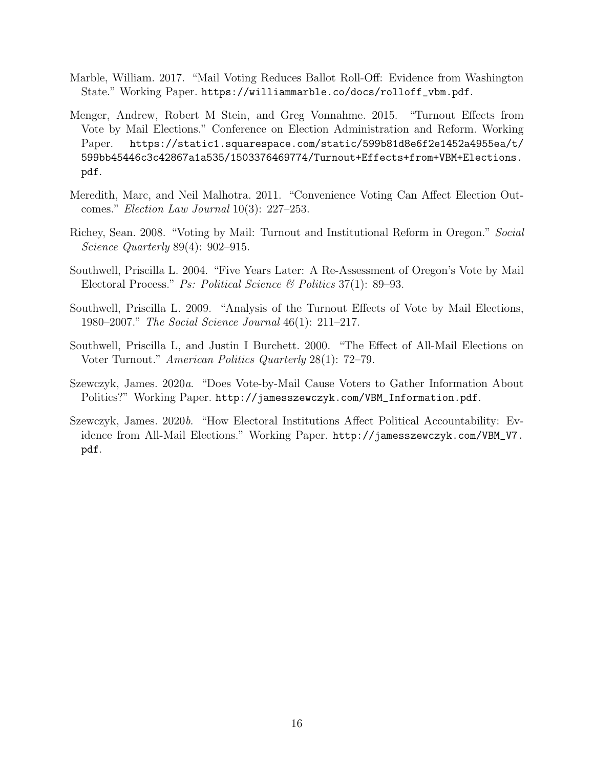Marble, William. 2017. "Mail Voting Reduces Ballot Roll-Off: Evidence from Washington State." Working Paper. https://williammarble.co/docs/rolloff_vbm.pdf.

Menger, Andrew, Robert M Stein, and Greg Vonnahme. 2015. "Turnout Effects from Vote by Mail Elections." Conference on Election Administration and Reform. Working Paper. https://static1.squarespace.com/static/599b81d8e6f2e1452a4955ea/t/599bb45446c3c42867a1a535/1503376469774/Turnout+Effects+from+VBM+Elections.pdf.

Meredith, Marc, and Neil Malhotra. 2011. "Convenience Voting Can Affect Election Outcomes." *Election Law Journal* 10(3): 227–253.

Richey, Sean. 2008. "Voting by Mail: Turnout and Institutional Reform in Oregon." *Social Science Quarterly* 89(4): 902–915.

Southwell, Priscilla L. 2004. "Five Years Later: A Re-Assessment of Oregon's Vote by Mail Electoral Process." *Ps: Political Science & Politics* 37(1): 89–93.

Southwell, Priscilla L. 2009. "Analysis of the Turnout Effects of Vote by Mail Elections, 1980–2007." *The Social Science Journal* 46(1): 211–217.

Southwell, Priscilla L, and Justin I Burchett. 2000. "The Effect of All-Mail Elections on Voter Turnout." *American Politics Quarterly* 28(1): 72–79.

Szewczyk, James. 2020*a*. "Does Vote-by-Mail Cause Voters to Gather Information About Politics?" Working Paper. http://jamesszewczyk.com/VBM_Information.pdf.

Szewczyk, James. 2020*b*. "How Electoral Institutions Affect Political Accountability: Evidence from All-Mail Elections." Working Paper. http://jamesszewczyk.com/VBM_V7.pdf.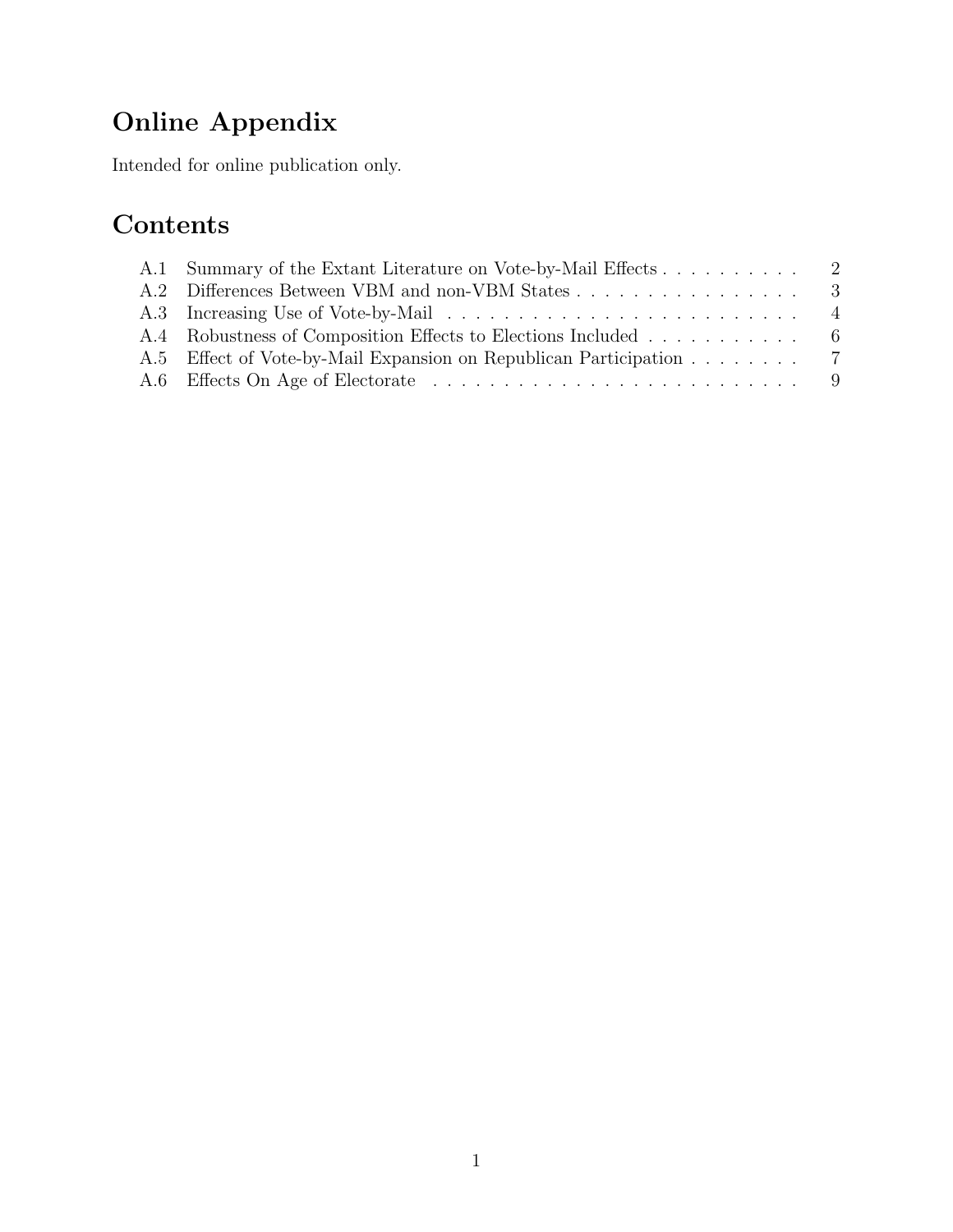# Online Appendix

Intended for online publication only.

# Contents

| | | |
|---|---|---|
| A.1 | Summary of the Extant Literature on Vote-by-Mail Effects | 2 |
| A.2 | Differences Between VBM and non-VBM States | 3 |
| A.3 | Increasing Use of Vote-by-Mail | 4 |
| A.4 | Robustness of Composition Effects to Elections Included | 6 |
| A.5 | Effect of Vote-by-Mail Expansion on Republican Participation | 7 |
| A.6 | Effects On Age of Electorate | 9 |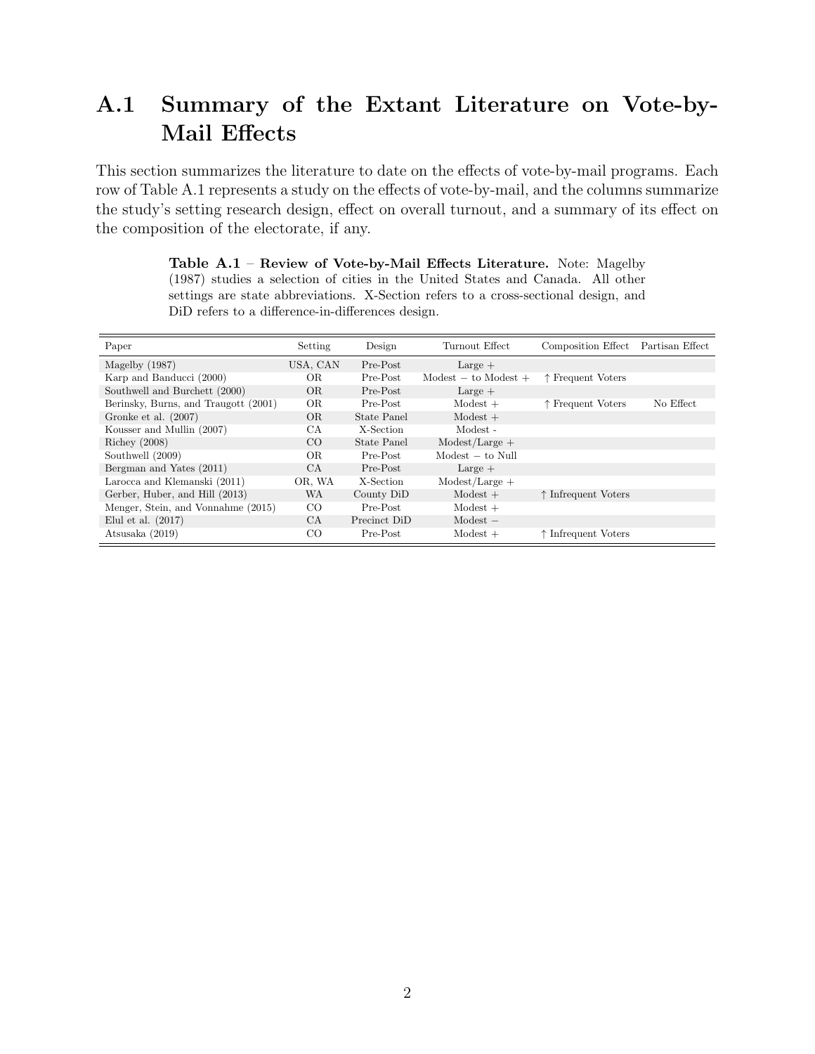## A.1 Summary of the Extant Literature on Vote-by-Mail Effects

This section summarizes the literature to date on the effects of vote-by-mail programs. Each row of Table A.1 represents a study on the effects of vote-by-mail, and the columns summarize the study's setting research design, effect on overall turnout, and a summary of its effect on the composition of the electorate, if any.

**Table A.1 – Review of Vote-by-Mail Effects Literature.** Note: Magelby (1987) studies a selection of cities in the United States and Canada. All other settings are state abbreviations. X-Section refers to a cross-sectional design, and DiD refers to a difference-in-differences design.

| Paper | Setting | Design | Turnout Effect | Composition Effect | Partisan Effect |
|---|---|---|---|---|---|
| Magelby (1987) | USA, CAN | Pre-Post | Large + | | |
| Karp and Banducci (2000) | OR | Pre-Post | Modest − to Modest + | ↑ Frequent Voters | |
| Southwell and Burchett (2000) | OR | Pre-Post | Large + | | |
| Berinsky, Burns, and Traugott (2001) | OR | Pre-Post | Modest + | ↑ Frequent Voters | No Effect |
| Gronke et al. (2007) | OR | State Panel | Modest + | | |
| Kousser and Mullin (2007) | CA | X-Section | Modest - | | |
| Richey (2008) | CO | State Panel | Modest/Large + | | |
| Southwell (2009) | OR | Pre-Post | Modest − to Null | | |
| Bergman and Yates (2011) | CA | Pre-Post | Large + | | |
| Larocca and Klemanski (2011) | OR, WA | X-Section | Modest/Large + | | |
| Gerber, Huber, and Hill (2013) | WA | County DiD | Modest + | ↑ Infrequent Voters | |
| Menger, Stein, and Vonnahme (2015) | CO | Pre-Post | Modest + | | |
| Elul et al. (2017) | CA | Precinct DiD | Modest − | | |
| Atsusaka (2019) | CO | Pre-Post | Modest + | ↑ Infrequent Voters | |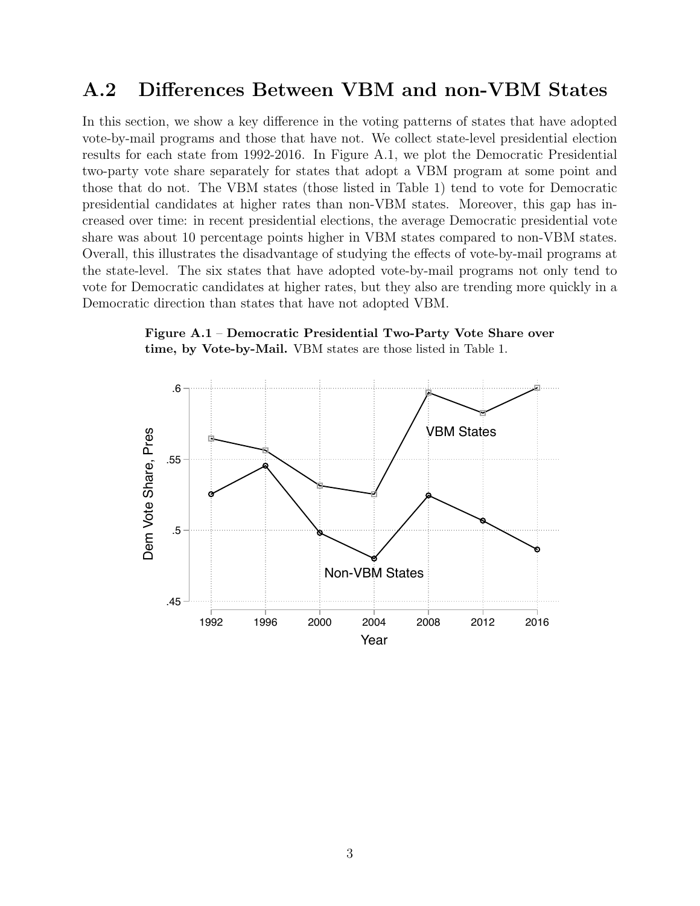## A.2 Differences Between VBM and non-VBM States

In this section, we show a key difference in the voting patterns of states that have adopted vote-by-mail programs and those that have not. We collect state-level presidential election results for each state from 1992-2016. In Figure A.1, we plot the Democratic Presidential two-party vote share separately for states that adopt a VBM program at some point and those that do not. The VBM states (those listed in Table 1) tend to vote for Democratic presidential candidates at higher rates than non-VBM states. Moreover, this gap has increased over time: in recent presidential elections, the average Democratic presidential vote share was about 10 percentage points higher in VBM states compared to non-VBM states. Overall, this illustrates the disadvantage of studying the effects of vote-by-mail programs at the state-level. The six states that have adopted vote-by-mail programs not only tend to vote for Democratic candidates at higher rates, but they also are trending more quickly in a Democratic direction than states that have not adopted VBM.

**Figure A.1 – Democratic Presidential Two-Party Vote Share over time, by Vote-by-Mail.** VBM states are those listed in Table 1.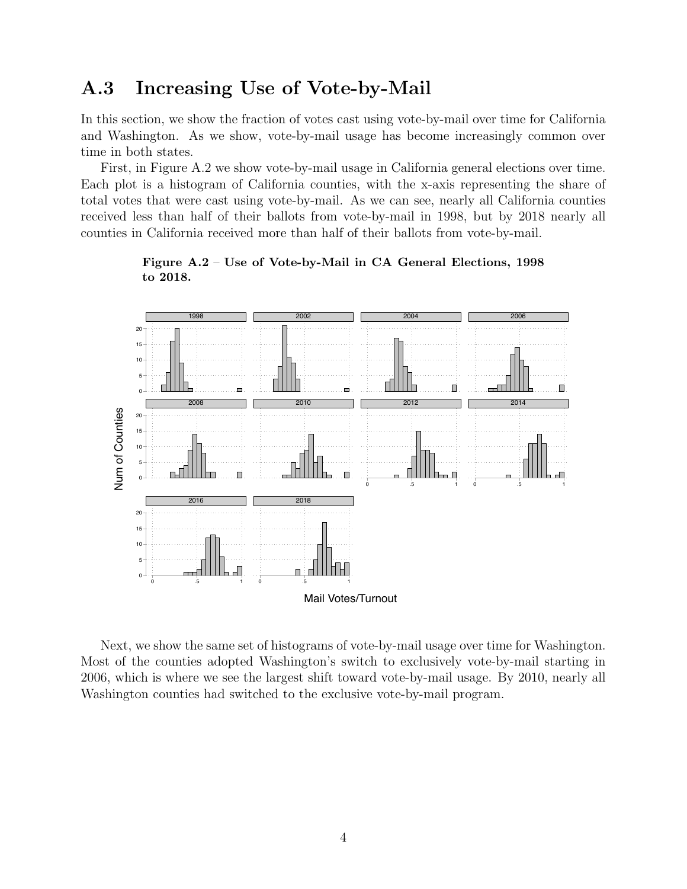## A.3 Increasing Use of Vote-by-Mail

In this section, we show the fraction of votes cast using vote-by-mail over time for California and Washington. As we show, vote-by-mail usage has become increasingly common over time in both states.

First, in Figure A.2 we show vote-by-mail usage in California general elections over time. Each plot is a histogram of California counties, with the x-axis representing the share of total votes that were cast using vote-by-mail. As we can see, nearly all California counties received less than half of their ballots from vote-by-mail in 1998, but by 2018 nearly all counties in California received more than half of their ballots from vote-by-mail.

**Figure A.2** – **Use of Vote-by-Mail in CA General Elections, 1998 to 2018.**

Next, we show the same set of histograms of vote-by-mail usage over time for Washington. Most of the counties adopted Washington's switch to exclusively vote-by-mail starting in 2006, which is where we see the largest shift toward vote-by-mail usage. By 2010, nearly all Washington counties had switched to the exclusive vote-by-mail program.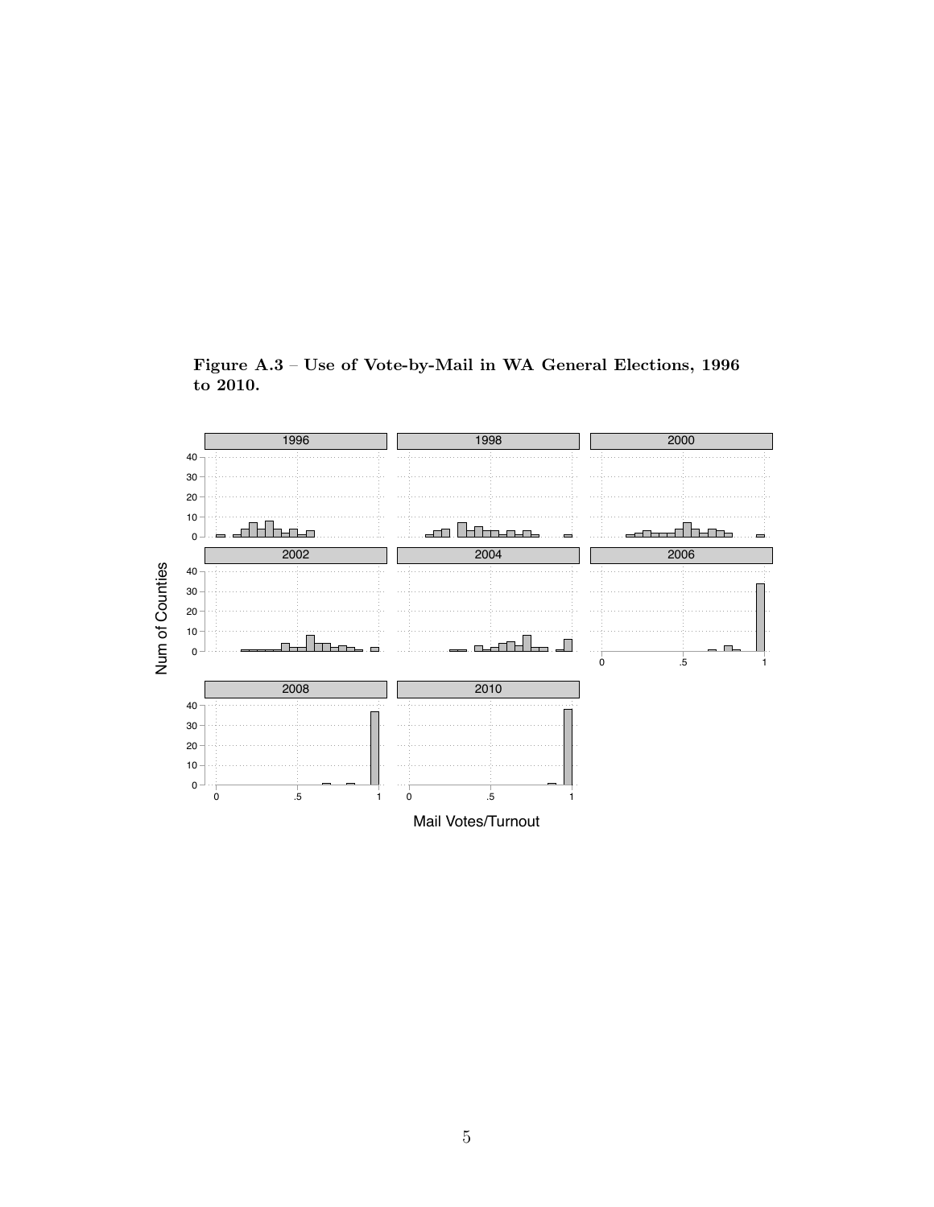**Figure A.3 – Use of Vote-by-Mail in WA General Elections, 1996 to 2010.**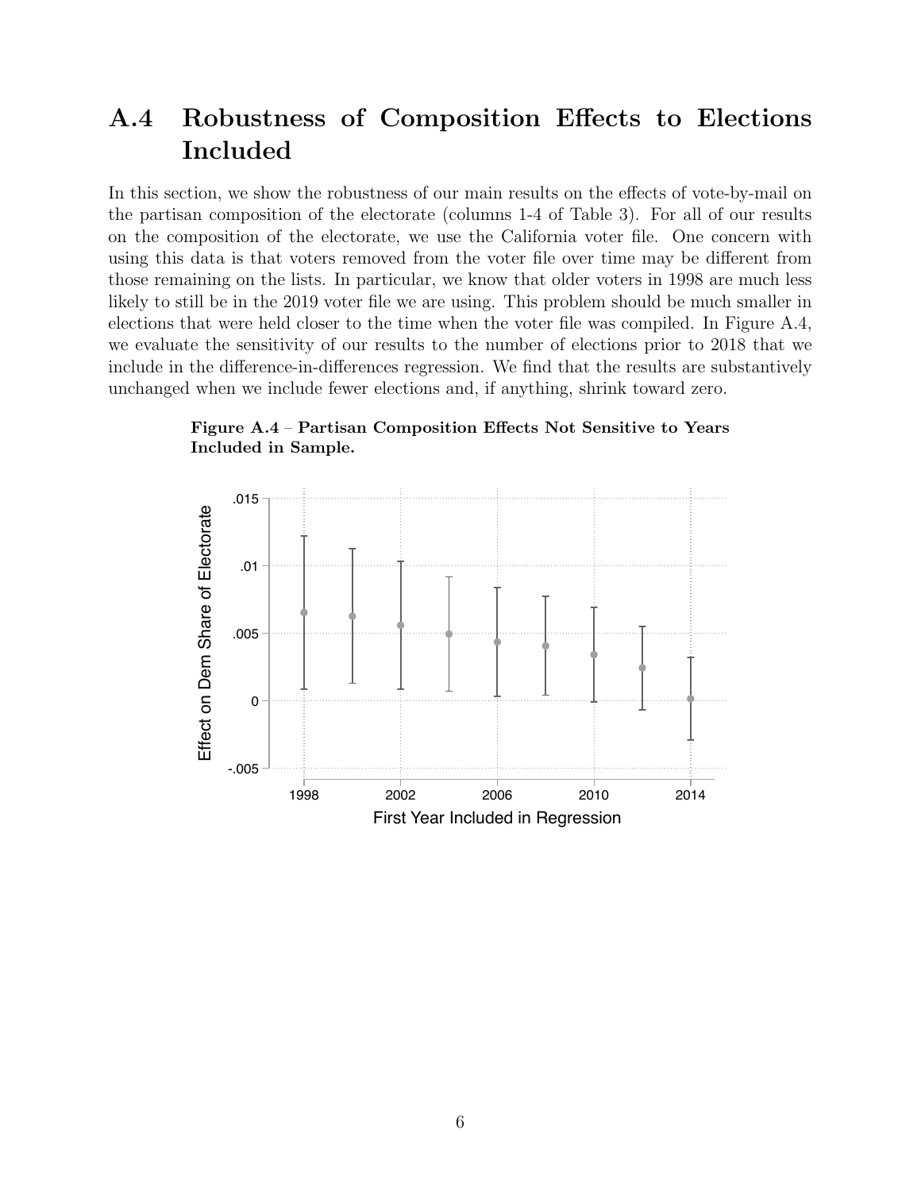## A.4 Robustness of Composition Effects to Elections Included

In this section, we show the robustness of our main results on the effects of vote-by-mail on the partisan composition of the electorate (columns 1-4 of Table 3). For all of our results on the composition of the electorate, we use the California voter file. One concern with using this data is that voters removed from the voter file over time may be different from those remaining on the lists. In particular, we know that older voters in 1998 are much less likely to still be in the 2019 voter file we are using. This problem should be much smaller in elections that were held closer to the time when the voter file was compiled. In Figure A.4, we evaluate the sensitivity of our results to the number of elections prior to 2018 that we include in the difference-in-differences regression. We find that the results are substantively unchanged when we include fewer elections and, if anything, shrink toward zero.

**Figure A.4** – **Partisan Composition Effects Not Sensitive to Years Included in Sample.**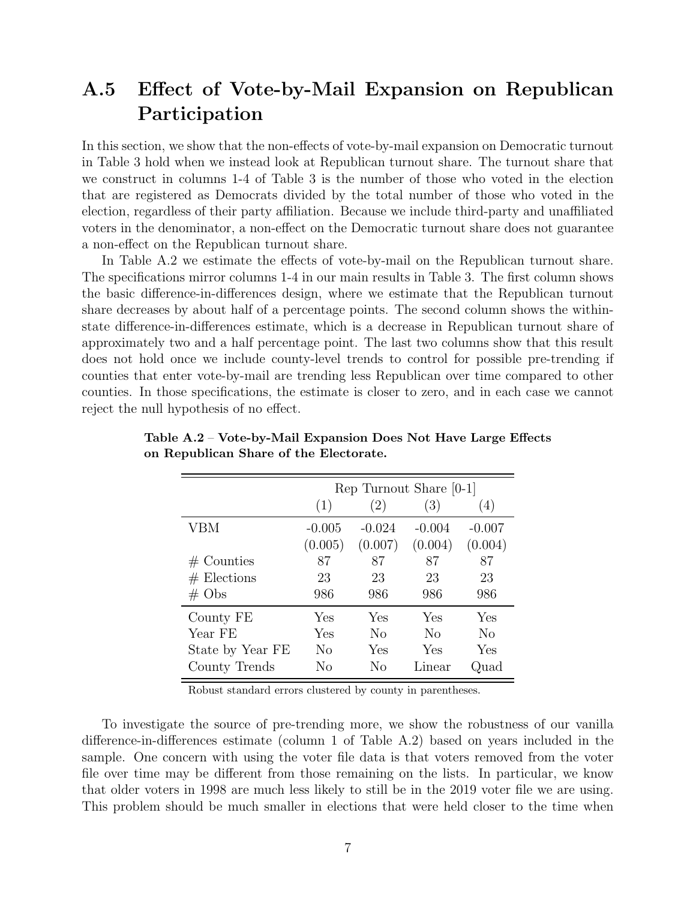## A.5 Effect of Vote-by-Mail Expansion on Republican Participation

In this section, we show that the non-effects of vote-by-mail expansion on Democratic turnout in Table 3 hold when we instead look at Republican turnout share. The turnout share that we construct in columns 1-4 of Table 3 is the number of those who voted in the election that are registered as Democrats divided by the total number of those who voted in the election, regardless of their party affiliation. Because we include third-party and unaffiliated voters in the denominator, a non-effect on the Democratic turnout share does not guarantee a non-effect on the Republican turnout share.

In Table A.2 we estimate the effects of vote-by-mail on the Republican turnout share. The specifications mirror columns 1-4 in our main results in Table 3. The first column shows the basic difference-in-differences design, where we estimate that the Republican turnout share decreases by about half of a percentage points. The second column shows the within-state difference-in-differences estimate, which is a decrease in Republican turnout share of approximately two and a half percentage point. The last two columns show that this result does not hold once we include county-level trends to control for possible pre-trending if counties that enter vote-by-mail are trending less Republican over time compared to other counties. In those specifications, the estimate is closer to zero, and in each case we cannot reject the null hypothesis of no effect.

**Table A.2** – **Vote-by-Mail Expansion Does Not Have Large Effects on Republican Share of the Electorate.**

| | Rep Turnout Share [0-1] | | | |
|---|---|---|---|---|
| | (1) | (2) | (3) | (4) |
| VBM | -0.005 | -0.024 | -0.004 | -0.007 |
| | (0.005) | (0.007) | (0.004) | (0.004) |
| # Counties | 87 | 87 | 87 | 87 |
| # Elections | 23 | 23 | 23 | 23 |
| # Obs | 986 | 986 | 986 | 986 |
| County FE | Yes | Yes | Yes | Yes |
| Year FE | Yes | No | No | No |
| State by Year FE | No | Yes | Yes | Yes |
| County Trends | No | No | Linear | Quad |

Robust standard errors clustered by county in parentheses.

To investigate the source of pre-trending more, we show the robustness of our vanilla difference-in-differences estimate (column 1 of Table A.2) based on years included in the sample. One concern with using the voter file data is that voters removed from the voter file over time may be different from those remaining on the lists. In particular, we know that older voters in 1998 are much less likely to still be in the 2019 voter file we are using. This problem should be much smaller in elections that were held closer to the time when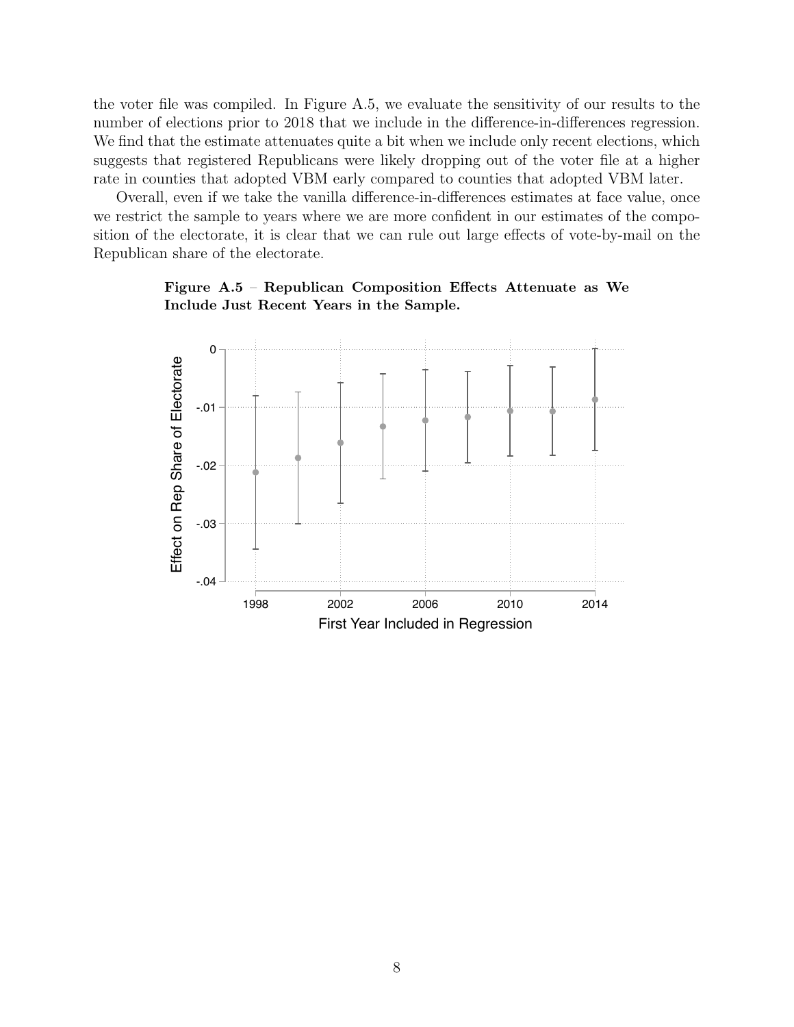the voter file was compiled. In Figure A.5, we evaluate the sensitivity of our results to the number of elections prior to 2018 that we include in the difference-in-differences regression. We find that the estimate attenuates quite a bit when we include only recent elections, which suggests that registered Republicans were likely dropping out of the voter file at a higher rate in counties that adopted VBM early compared to counties that adopted VBM later.

Overall, even if we take the vanilla difference-in-differences estimates at face value, once we restrict the sample to years where we are more confident in our estimates of the composition of the electorate, it is clear that we can rule out large effects of vote-by-mail on the Republican share of the electorate.

**Figure A.5 – Republican Composition Effects Attenuate as We Include Just Recent Years in the Sample.**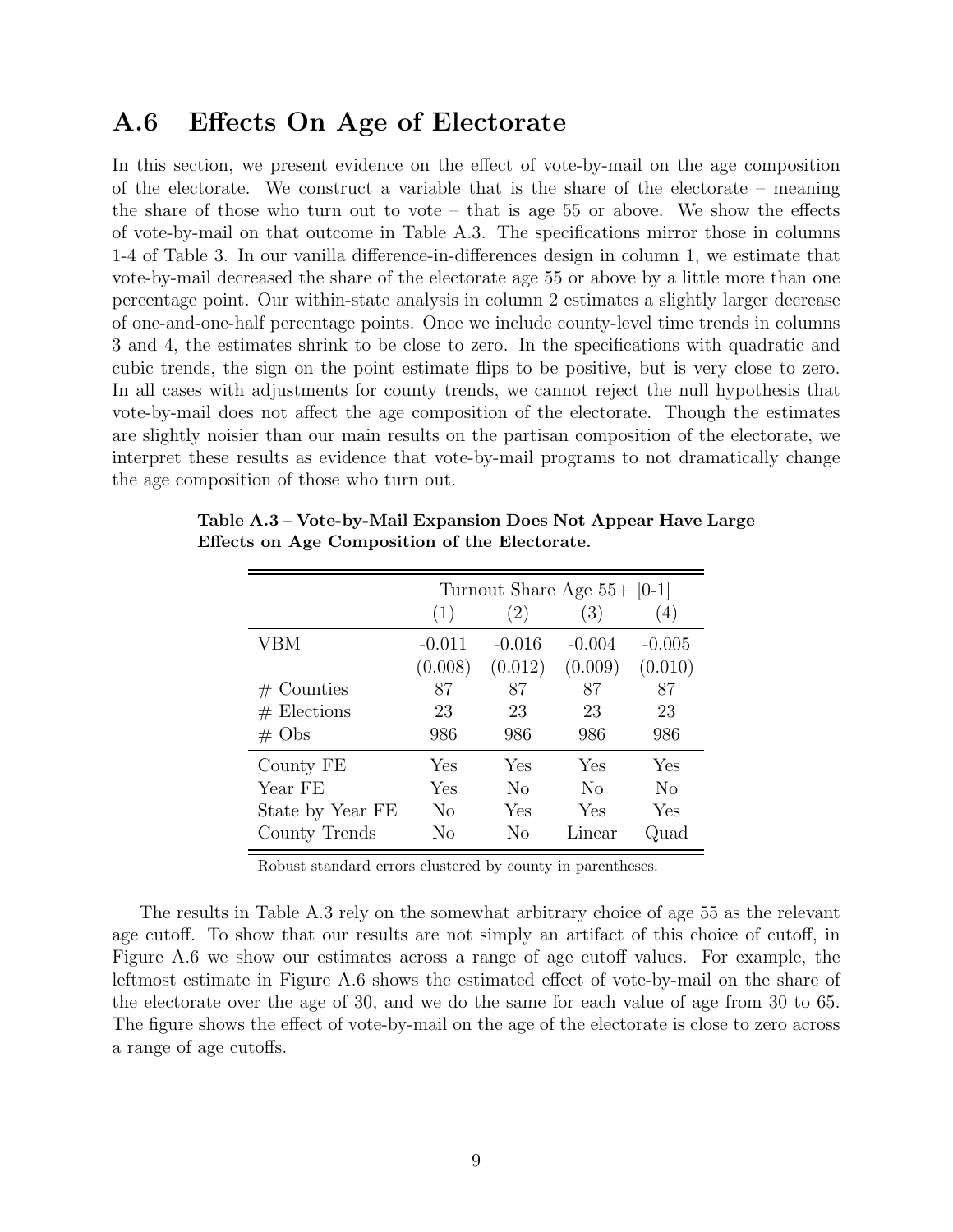## A.6 Effects On Age of Electorate

In this section, we present evidence on the effect of vote-by-mail on the age composition of the electorate. We construct a variable that is the share of the electorate – meaning the share of those who turn out to vote – that is age 55 or above. We show the effects of vote-by-mail on that outcome in Table A.3. The specifications mirror those in columns 1-4 of Table 3. In our vanilla difference-in-differences design in column 1, we estimate that vote-by-mail decreased the share of the electorate age 55 or above by a little more than one percentage point. Our within-state analysis in column 2 estimates a slightly larger decrease of one-and-one-half percentage points. Once we include county-level time trends in columns 3 and 4, the estimates shrink to be close to zero. In the specifications with quadratic and cubic trends, the sign on the point estimate flips to be positive, but is very close to zero. In all cases with adjustments for county trends, we cannot reject the null hypothesis that vote-by-mail does not affect the age composition of the electorate. Though the estimates are slightly noisier than our main results on the partisan composition of the electorate, we interpret these results as evidence that vote-by-mail programs to not dramatically change the age composition of those who turn out.

**Table A.3** – **Vote-by-Mail Expansion Does Not Appear Have Large Effects on Age Composition of the Electorate.**

| | Turnout Share Age 55+ [0-1] | | | |
|---|---|---|---|---|
| | (1) | (2) | (3) | (4) |
| VBM | -0.011 | -0.016 | -0.004 | -0.005 |
| | (0.008) | (0.012) | (0.009) | (0.010) |
| # Counties | 87 | 87 | 87 | 87 |
| # Elections | 23 | 23 | 23 | 23 |
| # Obs | 986 | 986 | 986 | 986 |
| County FE | Yes | Yes | Yes | Yes |
| Year FE | Yes | No | No | No |
| State by Year FE | No | Yes | Yes | Yes |
| County Trends | No | No | Linear | Quad |

Robust standard errors clustered by county in parentheses.

The results in Table A.3 rely on the somewhat arbitrary choice of age 55 as the relevant age cutoff. To show that our results are not simply an artifact of this choice of cutoff, in Figure A.6 we show our estimates across a range of age cutoff values. For example, the leftmost estimate in Figure A.6 shows the estimated effect of vote-by-mail on the share of the electorate over the age of 30, and we do the same for each value of age from 30 to 65. The figure shows the effect of vote-by-mail on the age of the electorate is close to zero across a range of age cutoffs.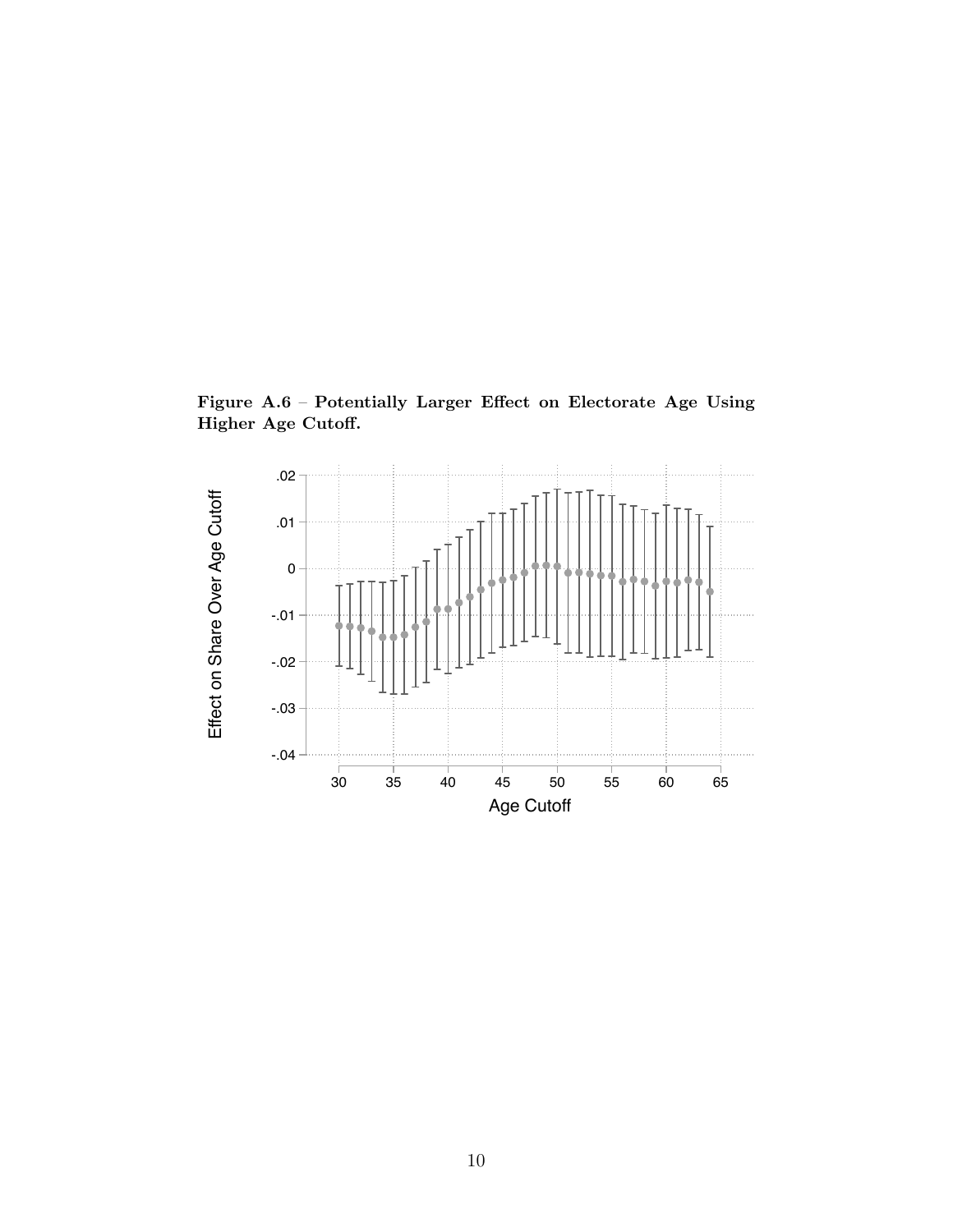**Figure A.6 – Potentially Larger Effect on Electorate Age Using Higher Age Cutoff.**

Effect on Share Over Age Cutoff

.02
.01
0
-.01
-.02
-.03
-.04

30 35 40 45 50 55 60 65

Age Cutoff